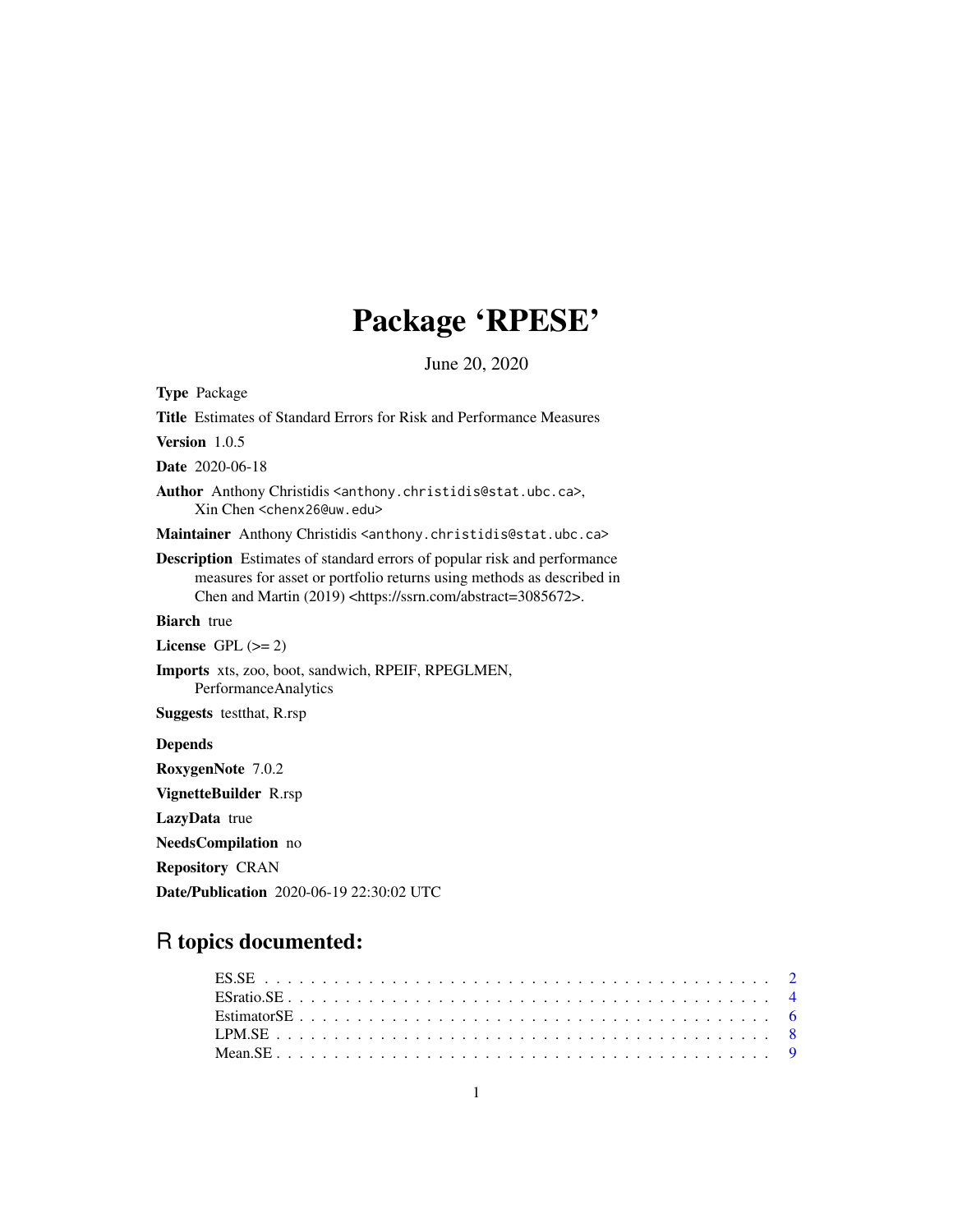# Package 'RPESE'

June 20, 2020

**Type** Package

**Title** Estimates of Standard Errors for Risk and Performance Measures

**Version** 1.0.5

**Date** 2020-06-18

**Author** Anthony Christidis <anthony.christidis@stat.ubc.ca>,
Xin Chen <chenx26@uw.edu>

**Maintainer** Anthony Christidis <anthony.christidis@stat.ubc.ca>

**Description** Estimates of standard errors of popular risk and performance measures for asset or portfolio returns using methods as described in Chen and Martin (2019) <https://ssrn.com/abstract=3085672>.

**Biarch** true

**License** GPL (>= 2)

**Imports** xts, zoo, boot, sandwich, RPEIF, RPEGLMEN, PerformanceAnalytics

**Suggests** testthat, R.rsp

**Depends**

**RoxygenNote** 7.0.2

**VignetteBuilder** R.rsp

**LazyData** true

**NeedsCompilation** no

**Repository** CRAN

**Date/Publication** 2020-06-19 22:30:02 UTC

## R topics documented:

ES.SE . . . . . . . . . . . . . . . . . . . . . . . . . . . . . . . . . . . . . . . . . 2
ESratio.SE . . . . . . . . . . . . . . . . . . . . . . . . . . . . . . . . . . . . . . . 4
EstimatorSE . . . . . . . . . . . . . . . . . . . . . . . . . . . . . . . . . . . . . . 6
LPM.SE . . . . . . . . . . . . . . . . . . . . . . . . . . . . . . . . . . . . . . . . 8
Mean.SE . . . . . . . . . . . . . . . . . . . . . . . . . . . . . . . . . . . . . . . 9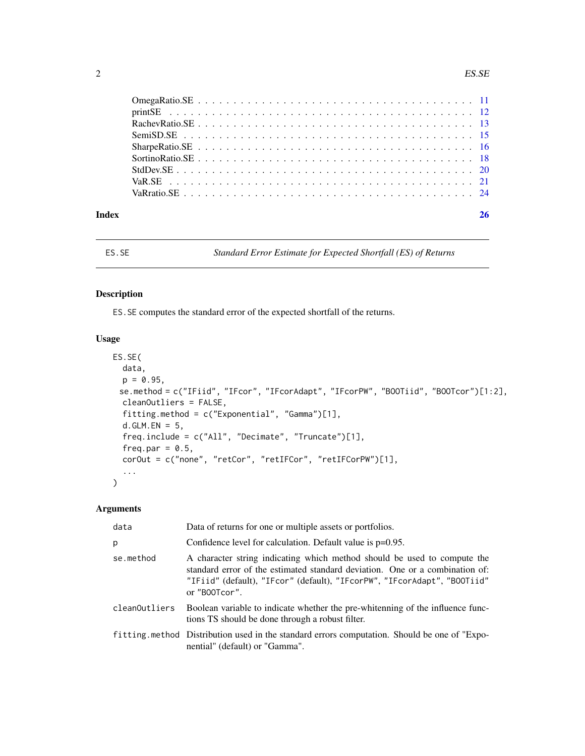| | |
|---|---|
| OmegaRatio.SE | 11 |
| printSE | 12 |
| RachevRatio.SE | 13 |
| SemiSD.SE | 15 |
| SharpeRatio.SE | 16 |
| SortinoRatio.SE | 18 |
| StdDev.SE | 20 |
| VaR.SE | 21 |
| VaRratio.SE | 24 |

**Index** **26**

---

`ES.SE` *Standard Error Estimate for Expected Shortfall (ES) of Returns*

---

### Description

`ES.SE` computes the standard error of the expected shortfall of the returns.

### Usage

```
ES.SE(
  data,
  p = 0.95,
 se.method = c("IFiid", "IFcor", "IFcorAdapt", "IFcorPW", "BOOTiid", "BOOTcor")[1:2],
  cleanOutliers = FALSE,
  fitting.method = c("Exponential", "Gamma")[1],
  d.GLM.EN = 5,
  freq.include = c("All", "Decimate", "Truncate")[1],
  freq.par = 0.5,
  corOut = c("none", "retCor", "retIFCor", "retIFCorPW")[1],
  ...
)
```

### Arguments

| | |
|---|---|
| `data` | Data of returns for one or multiple assets or portfolios. |
| `p` | Confidence level for calculation. Default value is p=0.95. |
| `se.method` | A character string indicating which method should be used to compute the standard error of the estimated standard deviation. One or a combination of: `"IFiid"` (default), `"IFcor"` (default), `"IFcorPW"`, `"IFcorAdapt"`, `"BOOTiid"` or `"BOOTcor"`. |
| `cleanOutliers` | Boolean variable to indicate whether the pre-whitenning of the influence functions TS should be done through a robust filter. |
| `fitting.method` | Distribution used in the standard errors computation. Should be one of "Exponential" (default) or "Gamma". |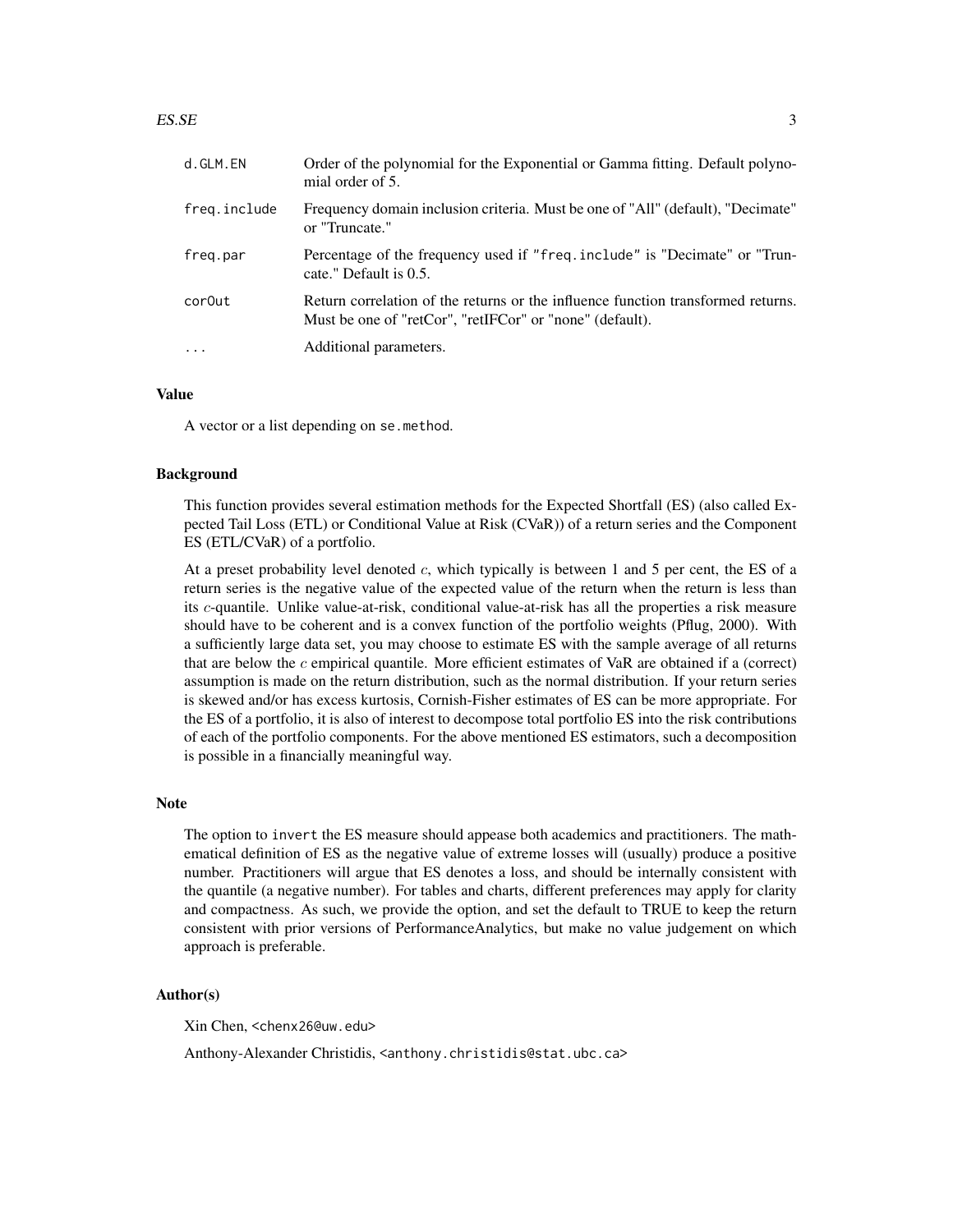| | |
|---|---|
| d.GLM.EN | Order of the polynomial for the Exponential or Gamma fitting. Default polynomial order of 5. |
| freq.include | Frequency domain inclusion criteria. Must be one of "All" (default), "Decimate" or "Truncate." |
| freq.par | Percentage of the frequency used if "freq.include" is "Decimate" or "Truncate." Default is 0.5. |
| corOut | Return correlation of the returns or the influence function transformed returns. Must be one of "retCor", "retIFCor" or "none" (default). |
| ... | Additional parameters. |

## Value

A vector or a list depending on se.method.

## Background

This function provides several estimation methods for the Expected Shortfall (ES) (also called Expected Tail Loss (ETL) or Conditional Value at Risk (CVaR)) of a return series and the Component ES (ETL/CVaR) of a portfolio.

At a preset probability level denoted $c$, which typically is between 1 and 5 per cent, the ES of a return series is the negative value of the expected value of the return when the return is less than its $c$-quantile. Unlike value-at-risk, conditional value-at-risk has all the properties a risk measure should have to be coherent and is a convex function of the portfolio weights (Pflug, 2000). With a sufficiently large data set, you may choose to estimate ES with the sample average of all returns that are below the $c$ empirical quantile. More efficient estimates of VaR are obtained if a (correct) assumption is made on the return distribution, such as the normal distribution. If your return series is skewed and/or has excess kurtosis, Cornish-Fisher estimates of ES can be more appropriate. For the ES of a portfolio, it is also of interest to decompose total portfolio ES into the risk contributions of each of the portfolio components. For the above mentioned ES estimators, such a decomposition is possible in a financially meaningful way.

## Note

The option to invert the ES measure should appease both academics and practitioners. The mathematical definition of ES as the negative value of extreme losses will (usually) produce a positive number. Practitioners will argue that ES denotes a loss, and should be internally consistent with the quantile (a negative number). For tables and charts, different preferences may apply for clarity and compactness. As such, we provide the option, and set the default to TRUE to keep the return consistent with prior versions of PerformanceAnalytics, but make no value judgement on which approach is preferable.

## Author(s)

Xin Chen, <chenx26@uw.edu>

Anthony-Alexander Christidis, <anthony.christidis@stat.ubc.ca>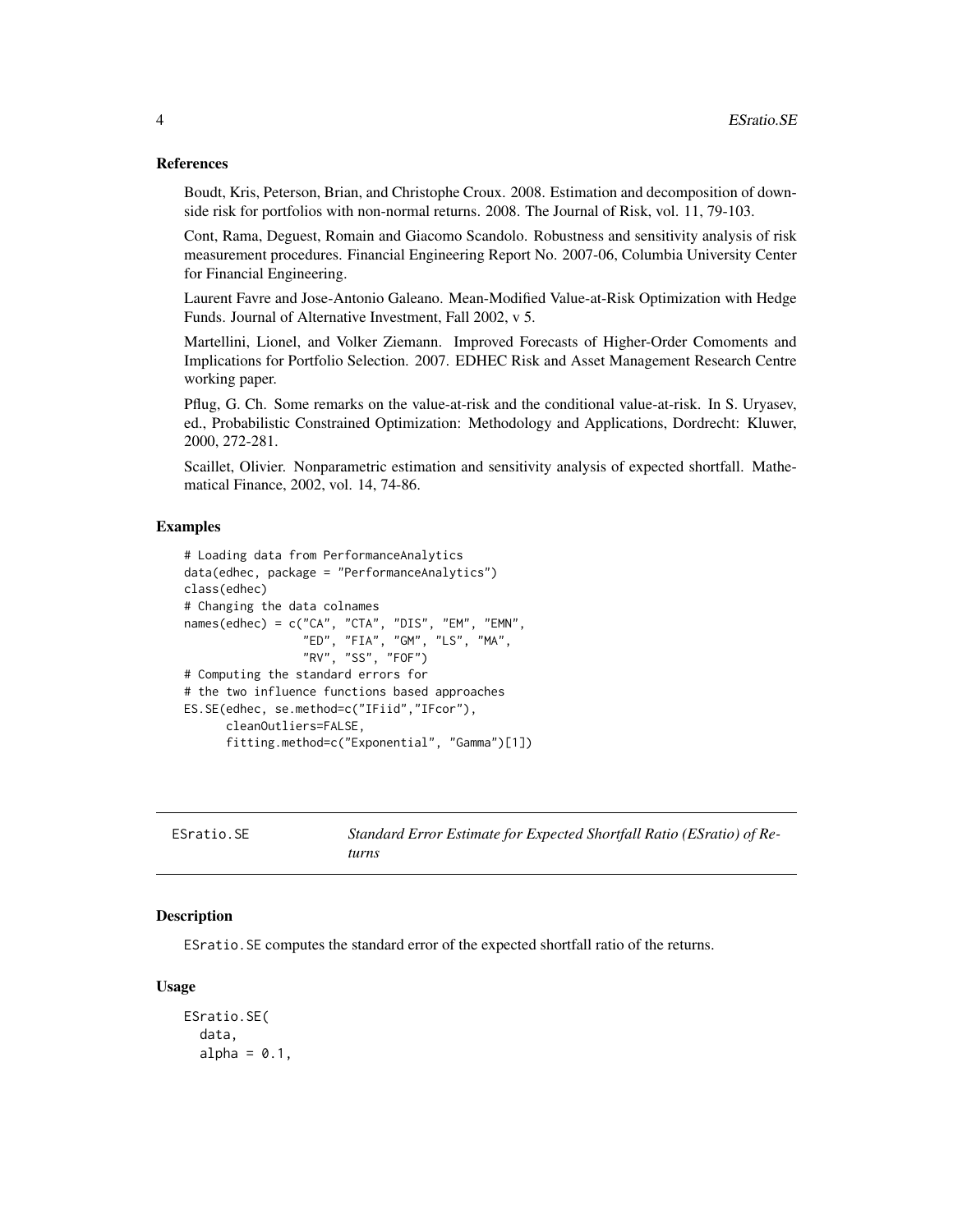### References

Boudt, Kris, Peterson, Brian, and Christophe Croux. 2008. Estimation and decomposition of downside risk for portfolios with non-normal returns. 2008. The Journal of Risk, vol. 11, 79-103.

Cont, Rama, Deguest, Romain and Giacomo Scandolo. Robustness and sensitivity analysis of risk measurement procedures. Financial Engineering Report No. 2007-06, Columbia University Center for Financial Engineering.

Laurent Favre and Jose-Antonio Galeano. Mean-Modified Value-at-Risk Optimization with Hedge Funds. Journal of Alternative Investment, Fall 2002, v 5.

Martellini, Lionel, and Volker Ziemann. Improved Forecasts of Higher-Order Comoments and Implications for Portfolio Selection. 2007. EDHEC Risk and Asset Management Research Centre working paper.

Pflug, G. Ch. Some remarks on the value-at-risk and the conditional value-at-risk. In S. Uryasev, ed., Probabilistic Constrained Optimization: Methodology and Applications, Dordrecht: Kluwer, 2000, 272-281.

Scaillet, Olivier. Nonparametric estimation and sensitivity analysis of expected shortfall. Mathematical Finance, 2002, vol. 14, 74-86.

### Examples

```
# Loading data from PerformanceAnalytics
data(edhec, package = "PerformanceAnalytics")
class(edhec)
# Changing the data colnames
names(edhec) = c("CA", "CTA", "DIS", "EM", "EMN",
                 "ED", "FIA", "GM", "LS", "MA",
                 "RV", "SS", "FOF")
# Computing the standard errors for
# the two influence functions based approaches
ES.SE(edhec, se.method=c("IFiid","IFcor"),
      cleanOutliers=FALSE,
      fitting.method=c("Exponential", "Gamma")[1])
```

---

## ESratio.SE — *Standard Error Estimate for Expected Shortfall Ratio (ESratio) of Returns*

### Description

ESratio.SE computes the standard error of the expected shortfall ratio of the returns.

### Usage

```
ESratio.SE(
  data,
  alpha = 0.1,
```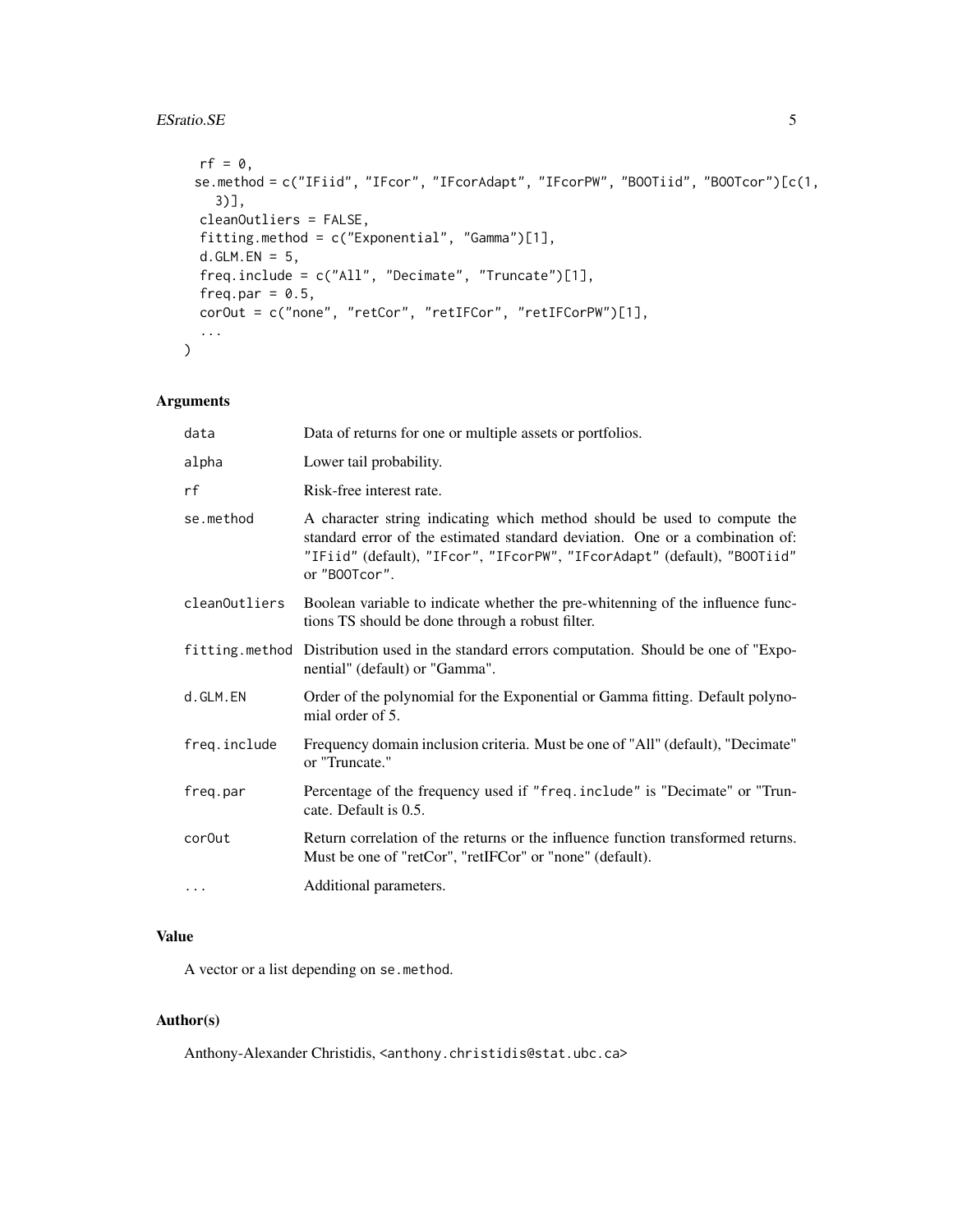```
  rf = 0,
  se.method = c("IFiid", "IFcor", "IFcorAdapt", "IFcorPW", "BOOTiid", "BOOTcor")[c(1,
    3)],
  cleanOutliers = FALSE,
  fitting.method = c("Exponential", "Gamma")[1],
  d.GLM.EN = 5,
  freq.include = c("All", "Decimate", "Truncate")[1],
  freq.par = 0.5,
  corOut = c("none", "retCor", "retIFCor", "retIFCorPW")[1],
  ...
)
```

## Arguments

| | |
|---|---|
| data | Data of returns for one or multiple assets or portfolios. |
| alpha | Lower tail probability. |
| rf | Risk-free interest rate. |
| se.method | A character string indicating which method should be used to compute the standard error of the estimated standard deviation. One or a combination of: "IFiid" (default), "IFcor", "IFcorPW", "IFcorAdapt" (default), "BOOTiid" or "BOOTcor". |
| cleanOutliers | Boolean variable to indicate whether the pre-whitenning of the influence functions TS should be done through a robust filter. |
| fitting.method | Distribution used in the standard errors computation. Should be one of "Exponential" (default) or "Gamma". |
| d.GLM.EN | Order of the polynomial for the Exponential or Gamma fitting. Default polynomial order of 5. |
| freq.include | Frequency domain inclusion criteria. Must be one of "All" (default), "Decimate" or "Truncate." |
| freq.par | Percentage of the frequency used if "freq.include" is "Decimate" or "Truncate. Default is 0.5. |
| corOut | Return correlation of the returns or the influence function transformed returns. Must be one of "retCor", "retIFCor" or "none" (default). |
| ... | Additional parameters. |

## Value

A vector or a list depending on se.method.

## Author(s)

Anthony-Alexander Christidis, <anthony.christidis@stat.ubc.ca>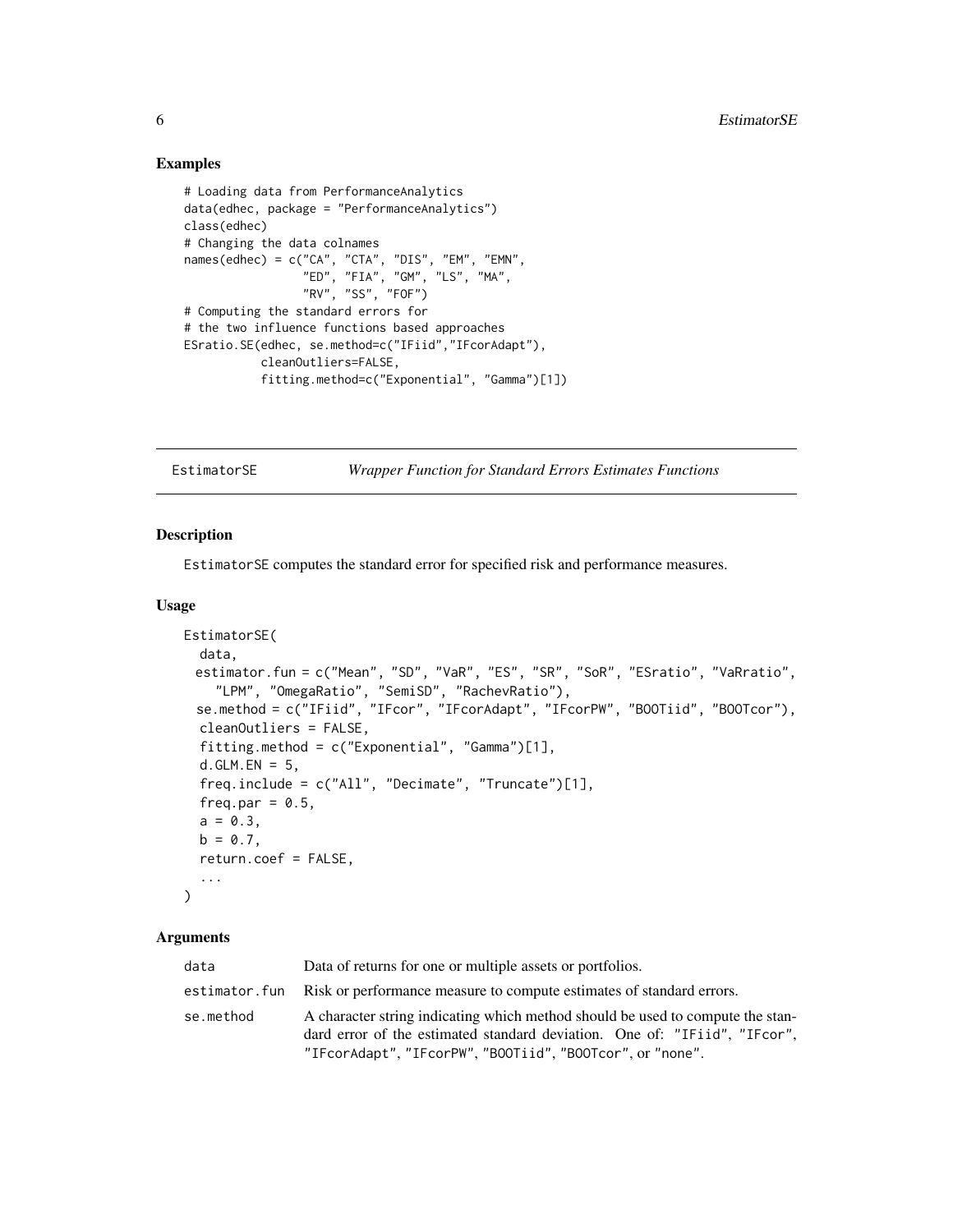## Examples

```
# Loading data from PerformanceAnalytics
data(edhec, package = "PerformanceAnalytics")
class(edhec)
# Changing the data colnames
names(edhec) = c("CA", "CTA", "DIS", "EM", "EMN",
                 "ED", "FIA", "GM", "LS", "MA",
                 "RV", "SS", "FOF")
# Computing the standard errors for
# the two influence functions based approaches
ESratio.SE(edhec, se.method=c("IFiid","IFcorAdapt"),
           cleanOutliers=FALSE,
           fitting.method=c("Exponential", "Gamma")[1])
```

---

# EstimatorSE — *Wrapper Function for Standard Errors Estimates Functions*

## Description

EstimatorSE computes the standard error for specified risk and performance measures.

## Usage

```
EstimatorSE(
  data,
  estimator.fun = c("Mean", "SD", "VaR", "ES", "SR", "SoR", "ESratio", "VaRratio",
    "LPM", "OmegaRatio", "SemiSD", "RachevRatio"),
  se.method = c("IFiid", "IFcor", "IFcorAdapt", "IFcorPW", "BOOTiid", "BOOTcor"),
  cleanOutliers = FALSE,
  fitting.method = c("Exponential", "Gamma")[1],
  d.GLM.EN = 5,
  freq.include = c("All", "Decimate", "Truncate")[1],
  freq.par = 0.5,
  a = 0.3,
  b = 0.7,
  return.coef = FALSE,
  ...
)
```

## Arguments

| | |
|---|---|
| data | Data of returns for one or multiple assets or portfolios. |
| estimator.fun | Risk or performance measure to compute estimates of standard errors. |
| se.method | A character string indicating which method should be used to compute the standard error of the estimated standard deviation. One of: "IFiid", "IFcor", "IFcorAdapt", "IFcorPW", "BOOTiid", "BOOTcor", or "none". |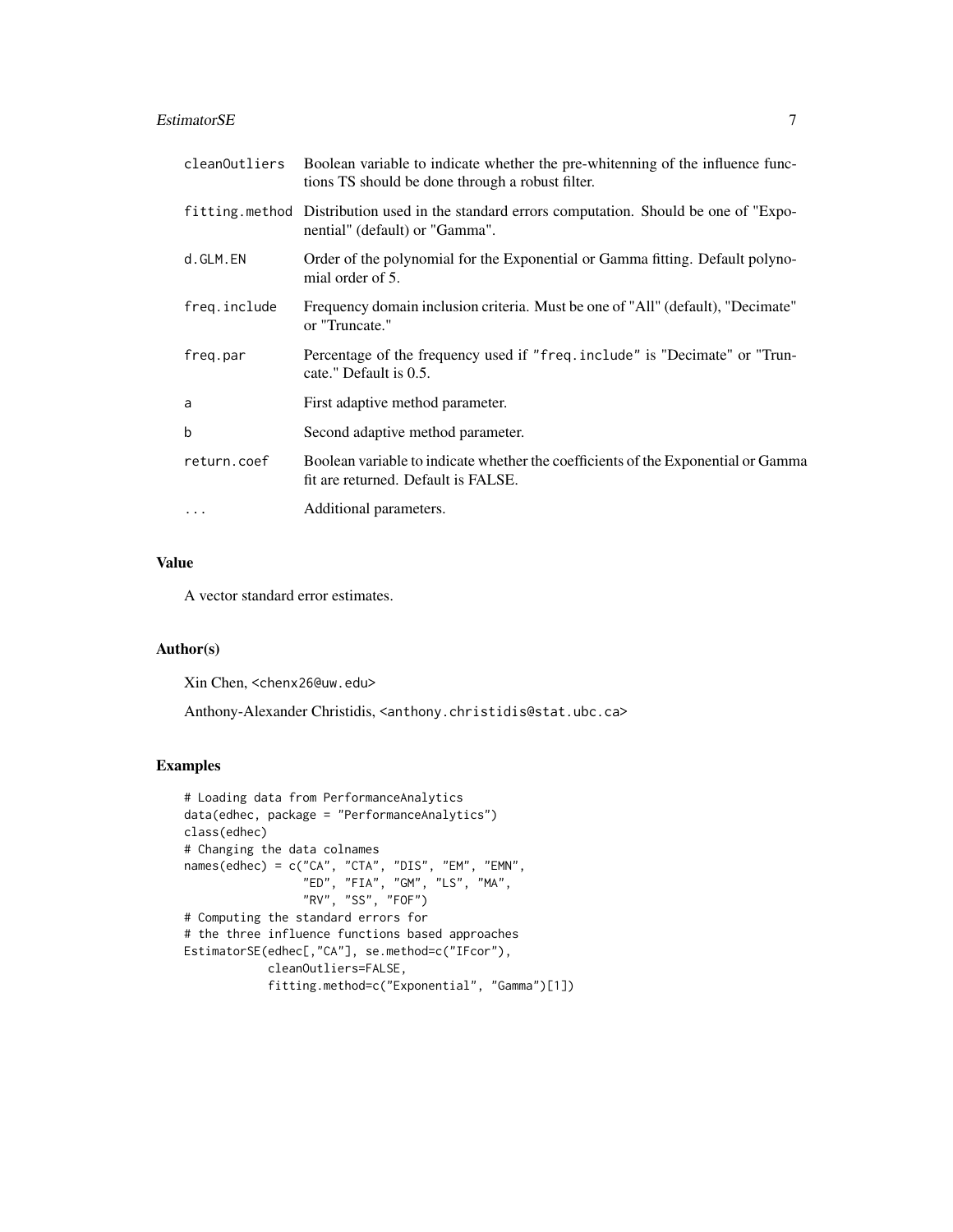| | |
|---|---|
| cleanOutliers | Boolean variable to indicate whether the pre-whitenning of the influence functions TS should be done through a robust filter. |
| fitting.method | Distribution used in the standard errors computation. Should be one of "Exponential" (default) or "Gamma". |
| d.GLM.EN | Order of the polynomial for the Exponential or Gamma fitting. Default polynomial order of 5. |
| freq.include | Frequency domain inclusion criteria. Must be one of "All" (default), "Decimate" or "Truncate." |
| freq.par | Percentage of the frequency used if "freq.include" is "Decimate" or "Truncate." Default is 0.5. |
| a | First adaptive method parameter. |
| b | Second adaptive method parameter. |
| return.coef | Boolean variable to indicate whether the coefficients of the Exponential or Gamma fit are returned. Default is FALSE. |
| ... | Additional parameters. |

## Value

A vector standard error estimates.

## Author(s)

Xin Chen, <chenx26@uw.edu>

Anthony-Alexander Christidis, <anthony.christidis@stat.ubc.ca>

## Examples

```
# Loading data from PerformanceAnalytics
data(edhec, package = "PerformanceAnalytics")
class(edhec)
# Changing the data colnames
names(edhec) = c("CA", "CTA", "DIS", "EM", "EMN",
                 "ED", "FIA", "GM", "LS", "MA",
                 "RV", "SS", "FOF")
# Computing the standard errors for
# the three influence functions based approaches
EstimatorSE(edhec[,"CA"], se.method=c("IFcor"),
            cleanOutliers=FALSE,
            fitting.method=c("Exponential", "Gamma")[1])
```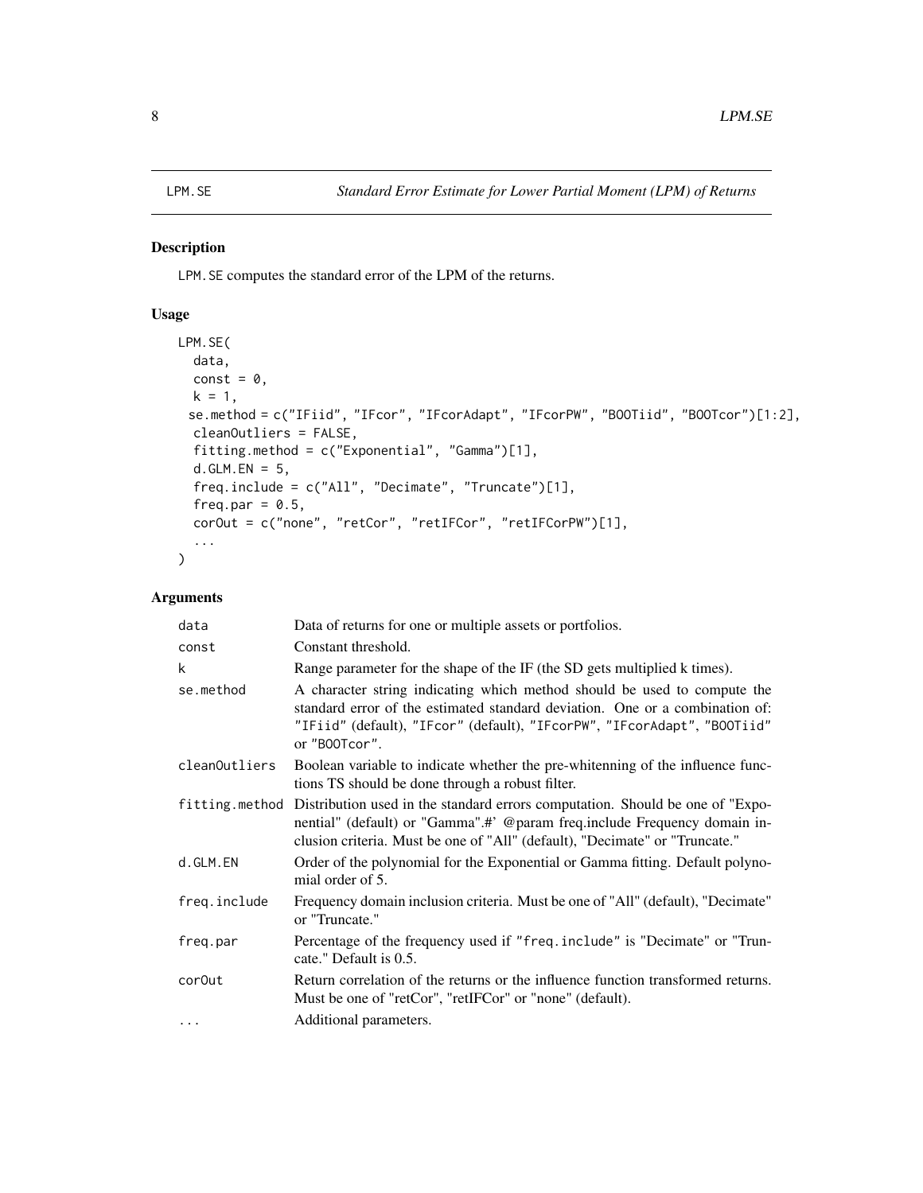LPM.SE *Standard Error Estimate for Lower Partial Moment (LPM) of Returns*

## Description

LPM.SE computes the standard error of the LPM of the returns.

## Usage

```
LPM.SE(
  data,
  const = 0,
  k = 1,
  se.method = c("IFiid", "IFcor", "IFcorAdapt", "IFcorPW", "BOOTiid", "BOOTcor")[1:2],
  cleanOutliers = FALSE,
  fitting.method = c("Exponential", "Gamma")[1],
  d.GLM.EN = 5,
  freq.include = c("All", "Decimate", "Truncate")[1],
  freq.par = 0.5,
  corOut = c("none", "retCor", "retIFCor", "retIFCorPW")[1],
  ...
)
```

## Arguments

| | |
|---|---|
| data | Data of returns for one or multiple assets or portfolios. |
| const | Constant threshold. |
| k | Range parameter for the shape of the IF (the SD gets multiplied k times). |
| se.method | A character string indicating which method should be used to compute the standard error of the estimated standard deviation. One or a combination of: "IFiid" (default), "IFcor" (default), "IFcorPW", "IFcorAdapt", "BOOTiid" or "BOOTcor". |
| cleanOutliers | Boolean variable to indicate whether the pre-whitenning of the influence functions TS should be done through a robust filter. |
| fitting.method | Distribution used in the standard errors computation. Should be one of "Exponential" (default) or "Gamma".#' @param freq.include Frequency domain inclusion criteria. Must be one of "All" (default), "Decimate" or "Truncate." |
| d.GLM.EN | Order of the polynomial for the Exponential or Gamma fitting. Default polynomial order of 5. |
| freq.include | Frequency domain inclusion criteria. Must be one of "All" (default), "Decimate" or "Truncate." |
| freq.par | Percentage of the frequency used if "freq.include" is "Decimate" or "Truncate." Default is 0.5. |
| corOut | Return correlation of the returns or the influence function transformed returns. Must be one of "retCor", "retIFCor" or "none" (default). |
| ... | Additional parameters. |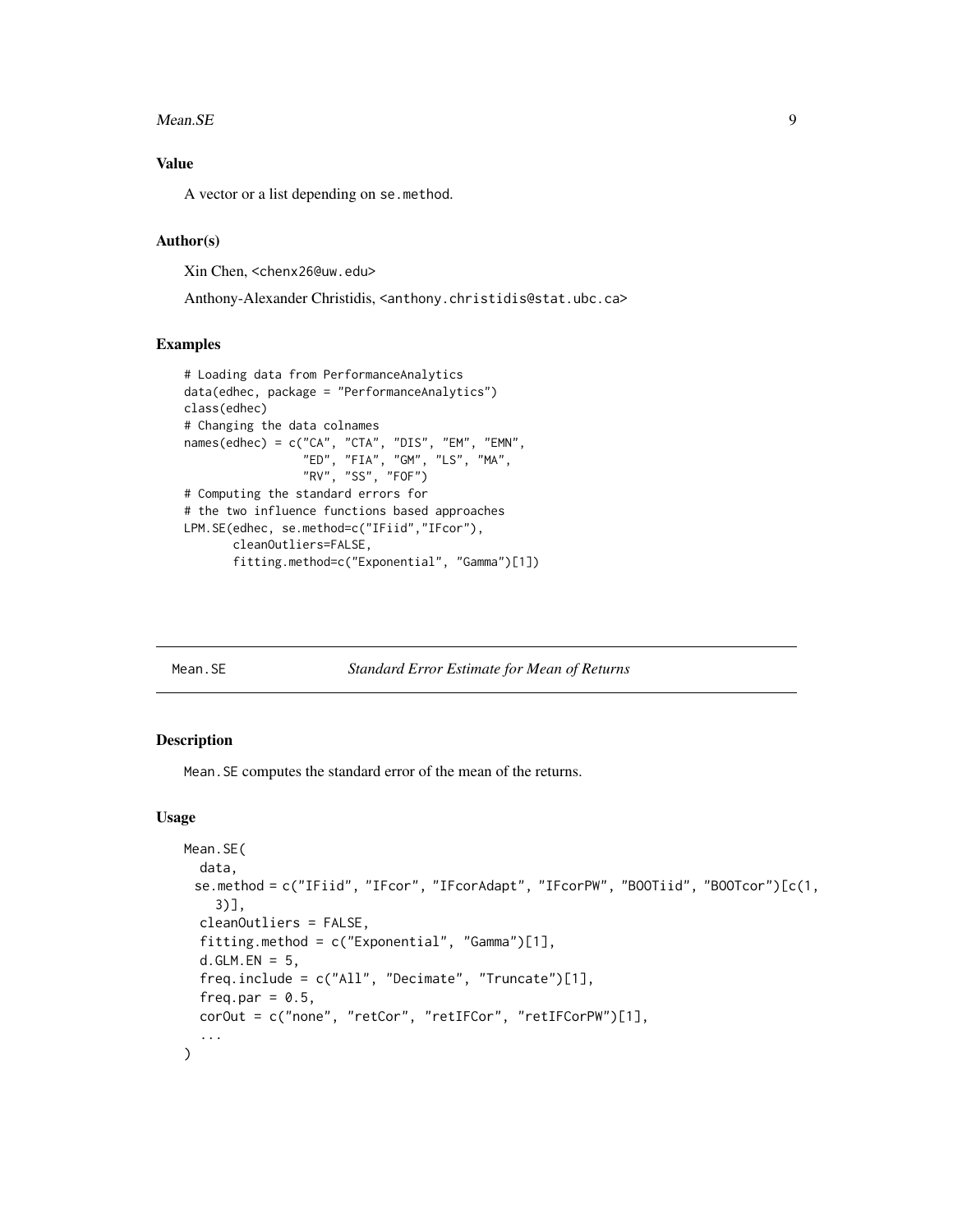### Value

A vector or a list depending on se.method.

### Author(s)

Xin Chen, <chenx26@uw.edu>

Anthony-Alexander Christidis, <anthony.christidis@stat.ubc.ca>

### Examples

```
# Loading data from PerformanceAnalytics
data(edhec, package = "PerformanceAnalytics")
class(edhec)
# Changing the data colnames
names(edhec) = c("CA", "CTA", "DIS", "EM", "EMN",
                 "ED", "FIA", "GM", "LS", "MA",
                 "RV", "SS", "FOF")
# Computing the standard errors for
# the two influence functions based approaches
LPM.SE(edhec, se.method=c("IFiid","IFcor"),
       cleanOutliers=FALSE,
       fitting.method=c("Exponential", "Gamma")[1])
```

---

## Mean.SE — *Standard Error Estimate for Mean of Returns*

### Description

Mean.SE computes the standard error of the mean of the returns.

### Usage

```
Mean.SE(
  data,
  se.method = c("IFiid", "IFcor", "IFcorAdapt", "IFcorPW", "BOOTiid", "BOOTcor")[c(1,
    3)],
  cleanOutliers = FALSE,
  fitting.method = c("Exponential", "Gamma")[1],
  d.GLM.EN = 5,
  freq.include = c("All", "Decimate", "Truncate")[1],
  freq.par = 0.5,
  corOut = c("none", "retCor", "retIFCor", "retIFCorPW")[1],
  ...
)
```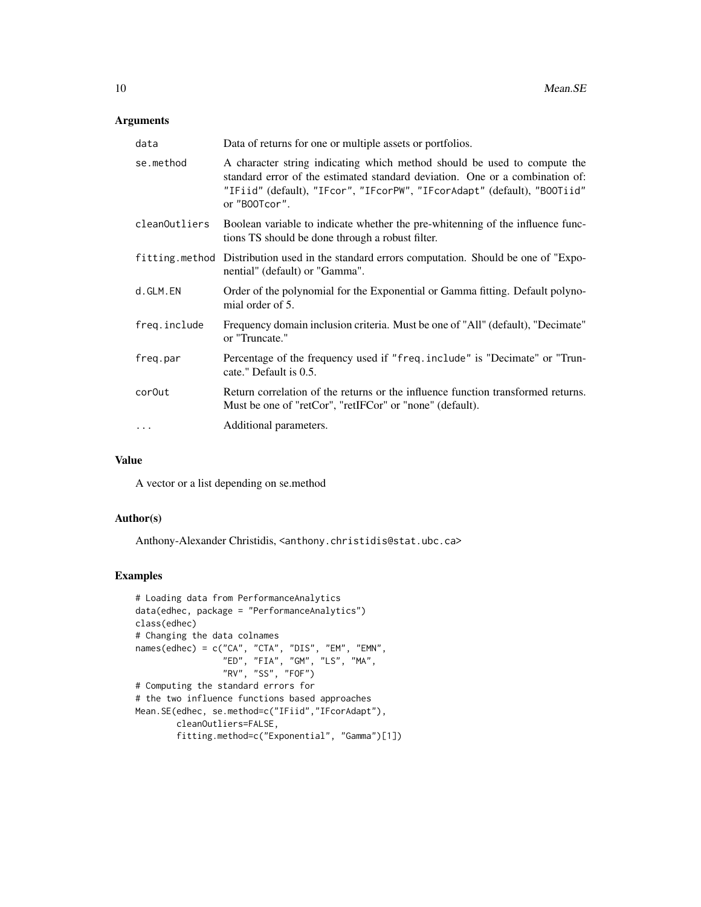## Arguments

| | |
|---|---|
| data | Data of returns for one or multiple assets or portfolios. |
| se.method | A character string indicating which method should be used to compute the standard error of the estimated standard deviation. One or a combination of: "IFiid" (default), "IFcor", "IFcorPW", "IFcorAdapt" (default), "BOOTiid" or "BOOTcor". |
| cleanOutliers | Boolean variable to indicate whether the pre-whitenning of the influence functions TS should be done through a robust filter. |
| fitting.method | Distribution used in the standard errors computation. Should be one of "Exponential" (default) or "Gamma". |
| d.GLM.EN | Order of the polynomial for the Exponential or Gamma fitting. Default polynomial order of 5. |
| freq.include | Frequency domain inclusion criteria. Must be one of "All" (default), "Decimate" or "Truncate." |
| freq.par | Percentage of the frequency used if "freq.include" is "Decimate" or "Truncate." Default is 0.5. |
| corOut | Return correlation of the returns or the influence function transformed returns. Must be one of "retCor", "retIFCor" or "none" (default). |
| ... | Additional parameters. |

## Value

A vector or a list depending on se.method

## Author(s)

Anthony-Alexander Christidis, <anthony.christidis@stat.ubc.ca>

## Examples

```
# Loading data from PerformanceAnalytics
data(edhec, package = "PerformanceAnalytics")
class(edhec)
# Changing the data colnames
names(edhec) = c("CA", "CTA", "DIS", "EM", "EMN",
                 "ED", "FIA", "GM", "LS", "MA",
                 "RV", "SS", "FOF")
# Computing the standard errors for
# the two influence functions based approaches
Mean.SE(edhec, se.method=c("IFiid","IFcorAdapt"),
        cleanOutliers=FALSE,
        fitting.method=c("Exponential", "Gamma")[1])
```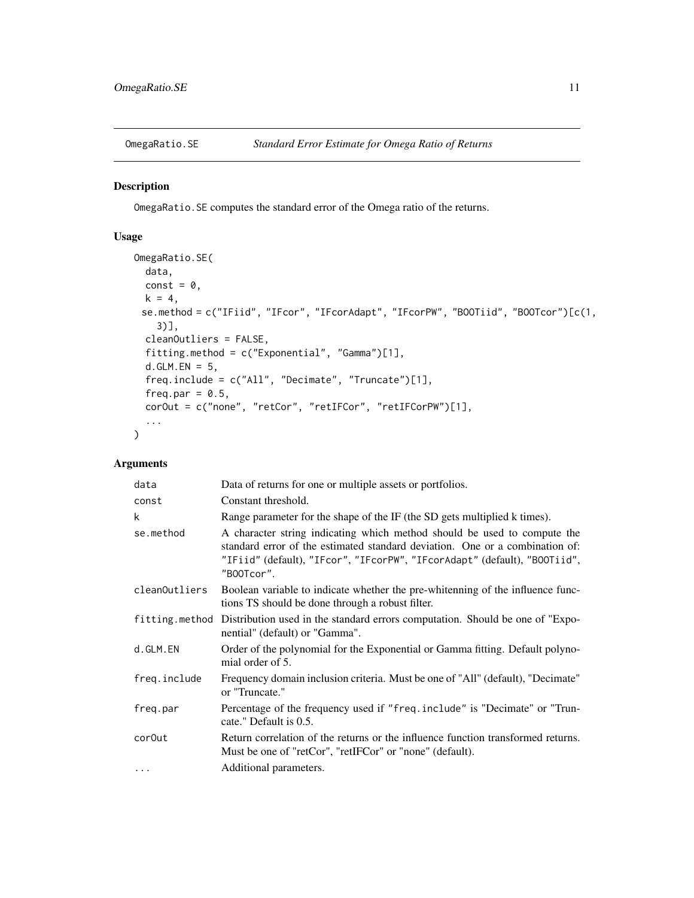## OmegaRatio.SE *Standard Error Estimate for Omega Ratio of Returns*

### Description

`OmegaRatio.SE` computes the standard error of the Omega ratio of the returns.

### Usage

```
OmegaRatio.SE(
  data,
  const = 0,
  k = 4,
  se.method = c("IFiid", "IFcor", "IFcorAdapt", "IFcorPW", "BOOTiid", "BOOTcor")[c(1,
    3)],
  cleanOutliers = FALSE,
  fitting.method = c("Exponential", "Gamma")[1],
  d.GLM.EN = 5,
  freq.include = c("All", "Decimate", "Truncate")[1],
  freq.par = 0.5,
  corOut = c("none", "retCor", "retIFCor", "retIFCorPW")[1],
  ...
)
```

### Arguments

| | |
|---|---|
| data | Data of returns for one or multiple assets or portfolios. |
| const | Constant threshold. |
| k | Range parameter for the shape of the IF (the SD gets multiplied k times). |
| se.method | A character string indicating which method should be used to compute the standard error of the estimated standard deviation. One or a combination of: "IFiid" (default), "IFcor", "IFcorPW", "IFcorAdapt" (default), "BOOTiid", "BOOTcor". |
| cleanOutliers | Boolean variable to indicate whether the pre-whitenning of the influence functions TS should be done through a robust filter. |
| fitting.method | Distribution used in the standard errors computation. Should be one of "Exponential" (default) or "Gamma". |
| d.GLM.EN | Order of the polynomial for the Exponential or Gamma fitting. Default polynomial order of 5. |
| freq.include | Frequency domain inclusion criteria. Must be one of "All" (default), "Decimate" or "Truncate." |
| freq.par | Percentage of the frequency used if "freq.include" is "Decimate" or "Truncate." Default is 0.5. |
| corOut | Return correlation of the returns or the influence function transformed returns. Must be one of "retCor", "retIFCor" or "none" (default). |
| ... | Additional parameters. |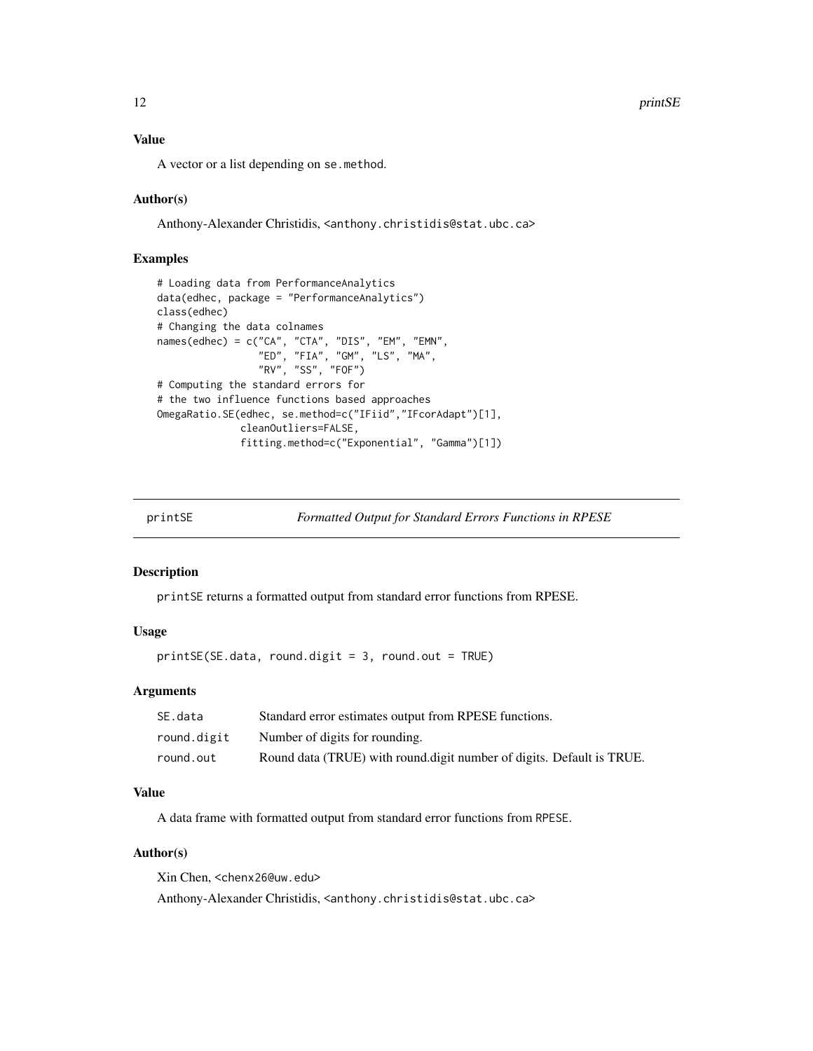### Value

A vector or a list depending on se.method.

### Author(s)

Anthony-Alexander Christidis, <anthony.christidis@stat.ubc.ca>

### Examples

```
# Loading data from PerformanceAnalytics
data(edhec, package = "PerformanceAnalytics")
class(edhec)
# Changing the data colnames
names(edhec) = c("CA", "CTA", "DIS", "EM", "EMN",
                 "ED", "FIA", "GM", "LS", "MA",
                 "RV", "SS", "FOF")
# Computing the standard errors for
# the two influence functions based approaches
OmegaRatio.SE(edhec, se.method=c("IFiid","IFcorAdapt")[1],
              cleanOutliers=FALSE,
              fitting.method=c("Exponential", "Gamma")[1])
```

## printSE — *Formatted Output for Standard Errors Functions in RPESE*

### Description

printSE returns a formatted output from standard error functions from RPESE.

### Usage

```
printSE(SE.data, round.digit = 3, round.out = TRUE)
```

### Arguments

| | |
|---|---|
| SE.data | Standard error estimates output from RPESE functions. |
| round.digit | Number of digits for rounding. |
| round.out | Round data (TRUE) with round.digit number of digits. Default is TRUE. |

### Value

A data frame with formatted output from standard error functions from RPESE.

### Author(s)

Xin Chen, <chenx26@uw.edu>

Anthony-Alexander Christidis, <anthony.christidis@stat.ubc.ca>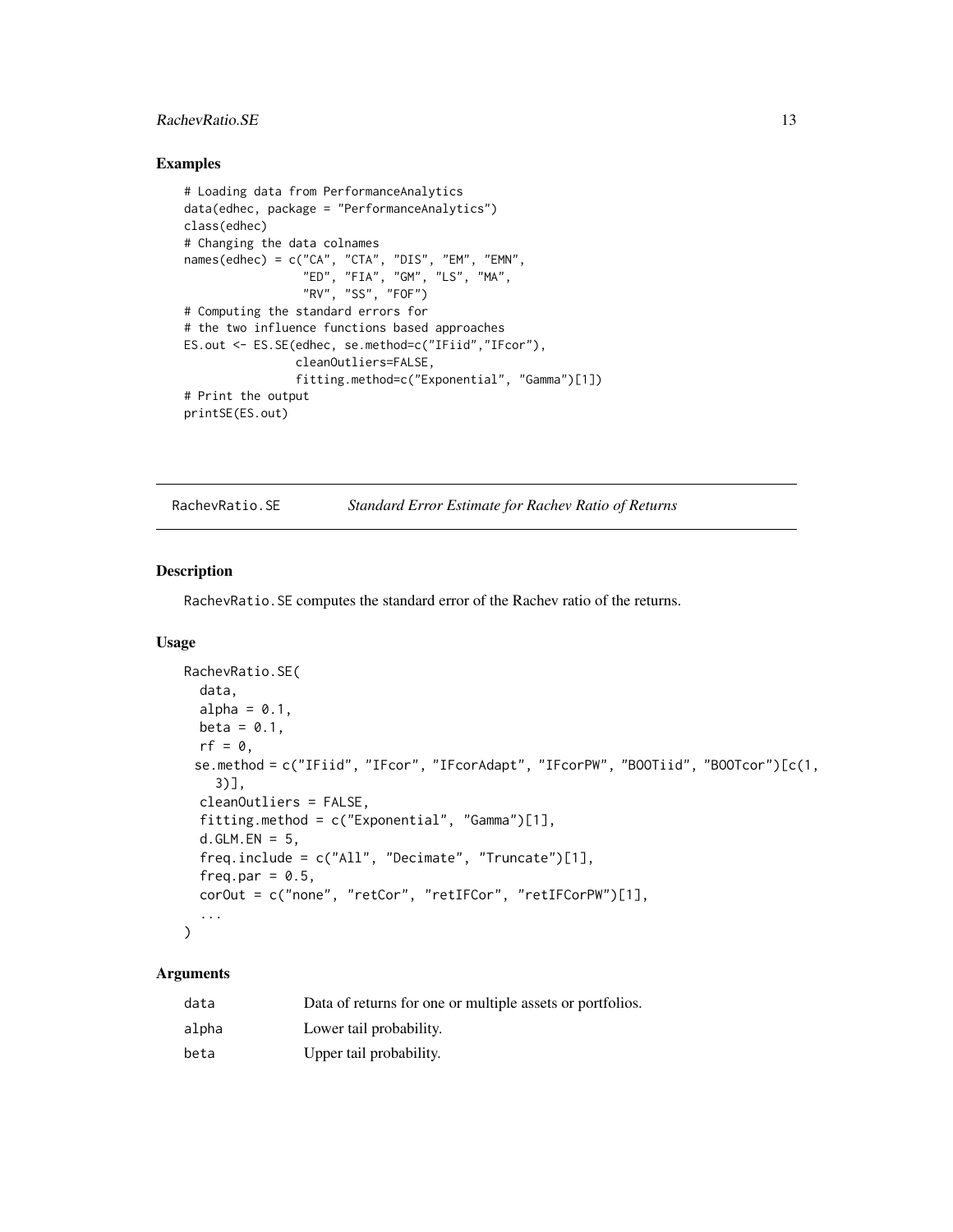## Examples

```
# Loading data from PerformanceAnalytics
data(edhec, package = "PerformanceAnalytics")
class(edhec)
# Changing the data colnames
names(edhec) = c("CA", "CTA", "DIS", "EM", "EMN",
                 "ED", "FIA", "GM", "LS", "MA",
                 "RV", "SS", "FOF")
# Computing the standard errors for
# the two influence functions based approaches
ES.out <- ES.SE(edhec, se.method=c("IFiid","IFcor"),
                cleanOutliers=FALSE,
                fitting.method=c("Exponential", "Gamma")[1])
# Print the output
printSE(ES.out)
```

---

RachevRatio.SE    *Standard Error Estimate for Rachev Ratio of Returns*

---

## Description

RachevRatio.SE computes the standard error of the Rachev ratio of the returns.

## Usage

```
RachevRatio.SE(
  data,
  alpha = 0.1,
  beta = 0.1,
  rf = 0,
  se.method = c("IFiid", "IFcor", "IFcorAdapt", "IFcorPW", "BOOTiid", "BOOTcor")[c(1,
    3)],
  cleanOutliers = FALSE,
  fitting.method = c("Exponential", "Gamma")[1],
  d.GLM.EN = 5,
  freq.include = c("All", "Decimate", "Truncate")[1],
  freq.par = 0.5,
  corOut = c("none", "retCor", "retIFCor", "retIFCorPW")[1],
  ...
)
```

## Arguments

| | |
|---|---|
| data | Data of returns for one or multiple assets or portfolios. |
| alpha | Lower tail probability. |
| beta | Upper tail probability. |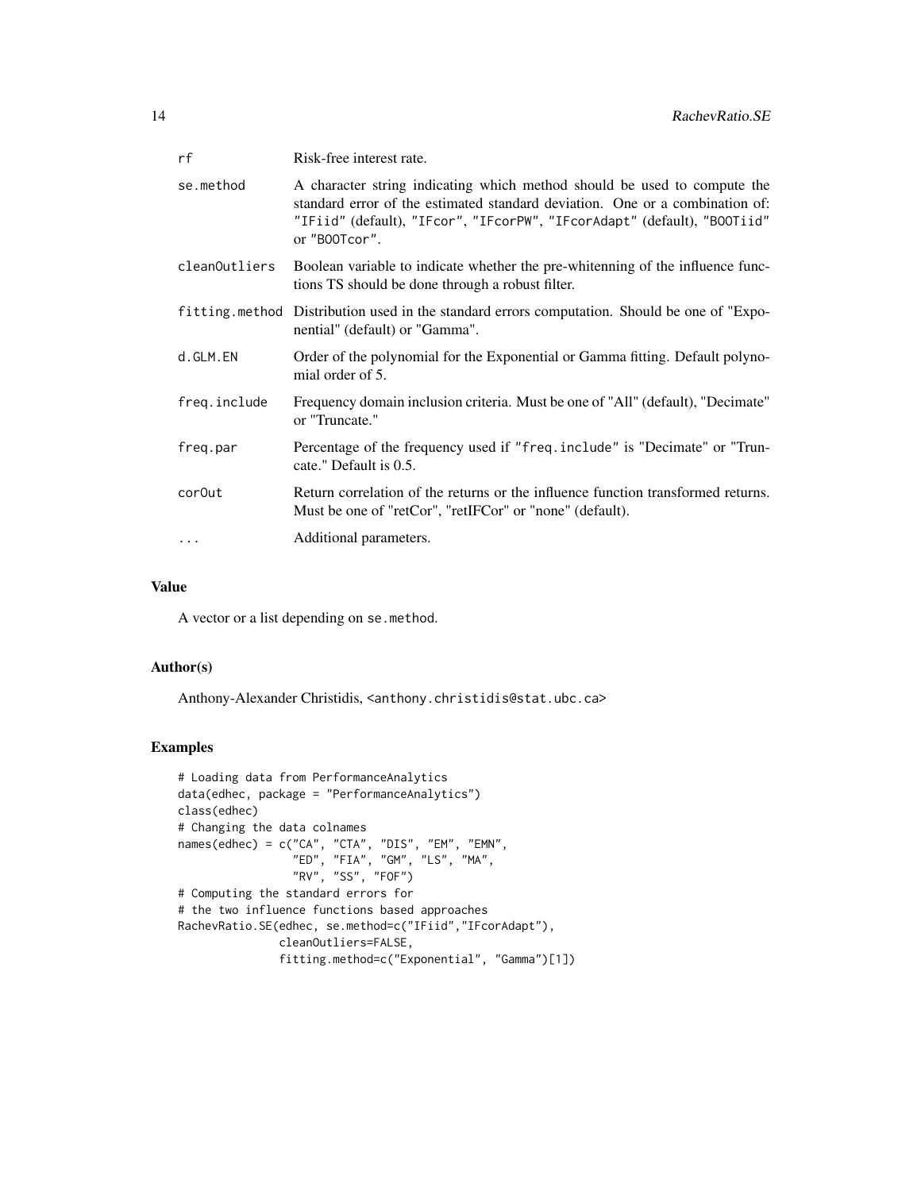| | |
|---|---|
| rf | Risk-free interest rate. |
| se.method | A character string indicating which method should be used to compute the standard error of the estimated standard deviation. One or a combination of: "IFiid" (default), "IFcor", "IFcorPW", "IFcorAdapt" (default), "BOOTiid" or "BOOTcor". |
| cleanOutliers | Boolean variable to indicate whether the pre-whitenning of the influence functions TS should be done through a robust filter. |
| fitting.method | Distribution used in the standard errors computation. Should be one of "Exponential" (default) or "Gamma". |
| d.GLM.EN | Order of the polynomial for the Exponential or Gamma fitting. Default polynomial order of 5. |
| freq.include | Frequency domain inclusion criteria. Must be one of "All" (default), "Decimate" or "Truncate." |
| freq.par | Percentage of the frequency used if "freq.include" is "Decimate" or "Truncate." Default is 0.5. |
| corOut | Return correlation of the returns or the influence function transformed returns. Must be one of "retCor", "retIFCor" or "none" (default). |
| ... | Additional parameters. |

## Value

A vector or a list depending on se.method.

## Author(s)

Anthony-Alexander Christidis, <anthony.christidis@stat.ubc.ca>

## Examples

```
# Loading data from PerformanceAnalytics
data(edhec, package = "PerformanceAnalytics")
class(edhec)
# Changing the data colnames
names(edhec) = c("CA", "CTA", "DIS", "EM", "EMN",
                 "ED", "FIA", "GM", "LS", "MA",
                 "RV", "SS", "FOF")
# Computing the standard errors for
# the two influence functions based approaches
RachevRatio.SE(edhec, se.method=c("IFiid","IFcorAdapt"),
               cleanOutliers=FALSE,
               fitting.method=c("Exponential", "Gamma")[1])
```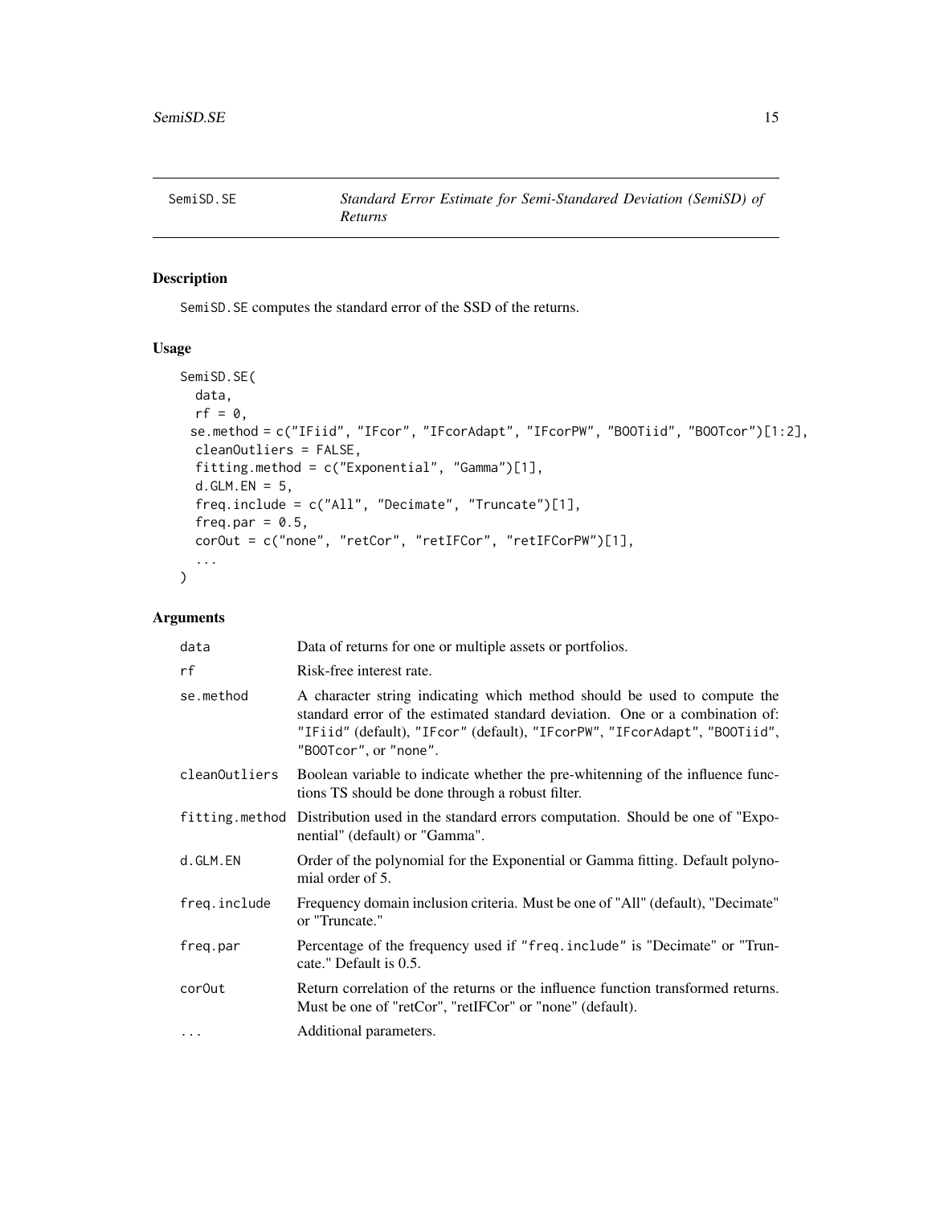## SemiSD.SE — *Standard Error Estimate for Semi-Standared Deviation (SemiSD) of Returns*

### Description

SemiSD.SE computes the standard error of the SSD of the returns.

### Usage

```
SemiSD.SE(
  data,
  rf = 0,
  se.method = c("IFiid", "IFcor", "IFcorAdapt", "IFcorPW", "BOOTiid", "BOOTcor")[1:2],
  cleanOutliers = FALSE,
  fitting.method = c("Exponential", "Gamma")[1],
  d.GLM.EN = 5,
  freq.include = c("All", "Decimate", "Truncate")[1],
  freq.par = 0.5,
  corOut = c("none", "retCor", "retIFCor", "retIFCorPW")[1],
  ...
)
```

### Arguments

| Argument | Description |
|---|---|
| data | Data of returns for one or multiple assets or portfolios. |
| rf | Risk-free interest rate. |
| se.method | A character string indicating which method should be used to compute the standard error of the estimated standard deviation. One or a combination of: "IFiid" (default), "IFcor" (default), "IFcorPW", "IFcorAdapt", "BOOTiid", "BOOTcor", or "none". |
| cleanOutliers | Boolean variable to indicate whether the pre-whitenning of the influence functions TS should be done through a robust filter. |
| fitting.method | Distribution used in the standard errors computation. Should be one of "Exponential" (default) or "Gamma". |
| d.GLM.EN | Order of the polynomial for the Exponential or Gamma fitting. Default polynomial order of 5. |
| freq.include | Frequency domain inclusion criteria. Must be one of "All" (default), "Decimate" or "Truncate." |
| freq.par | Percentage of the frequency used if "freq.include" is "Decimate" or "Truncate." Default is 0.5. |
| corOut | Return correlation of the returns or the influence function transformed returns. Must be one of "retCor", "retIFCor" or "none" (default). |
| ... | Additional parameters. |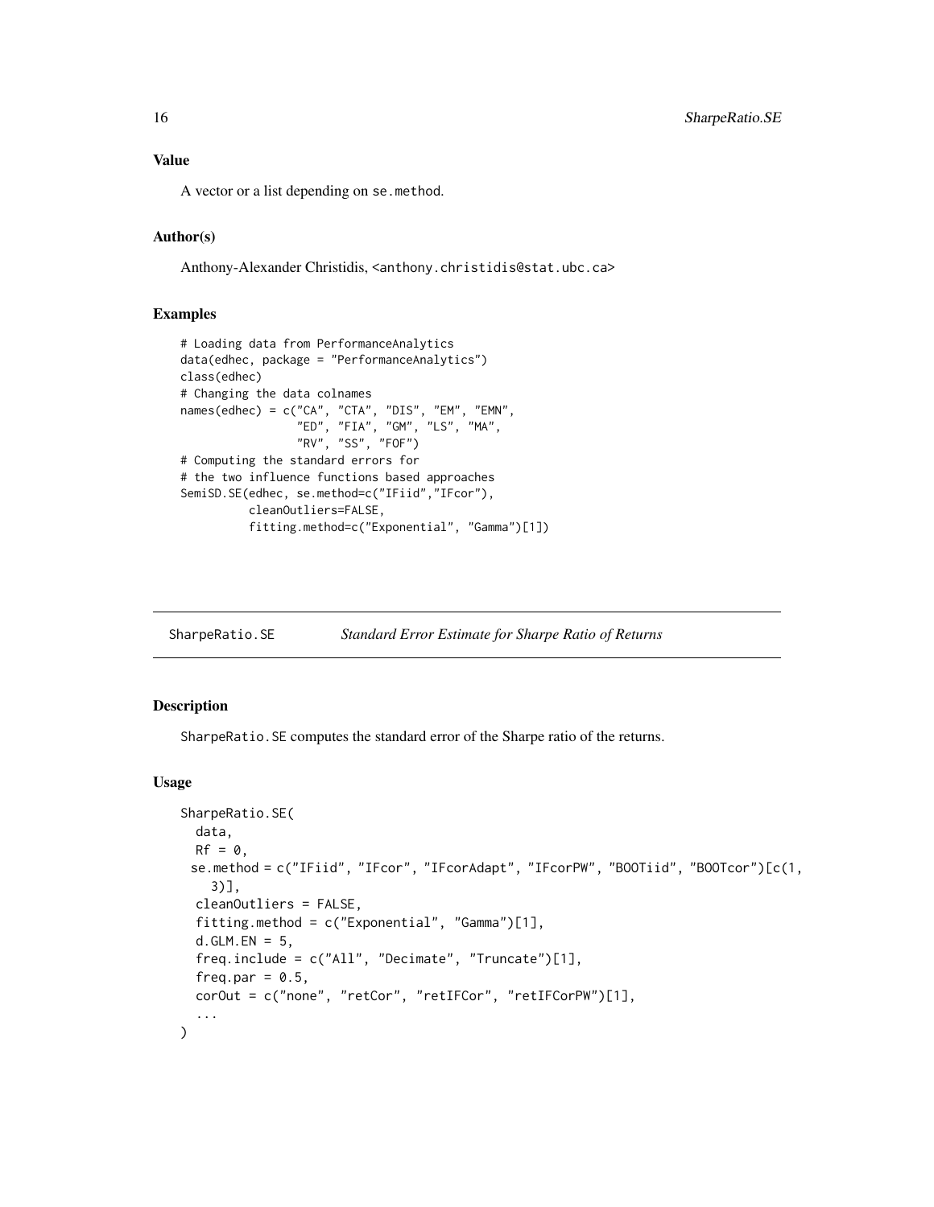### Value

A vector or a list depending on se.method.

### Author(s)

Anthony-Alexander Christidis, <anthony.christidis@stat.ubc.ca>

### Examples

```
# Loading data from PerformanceAnalytics
data(edhec, package = "PerformanceAnalytics")
class(edhec)
# Changing the data colnames
names(edhec) = c("CA", "CTA", "DIS", "EM", "EMN",
                 "ED", "FIA", "GM", "LS", "MA",
                 "RV", "SS", "FOF")
# Computing the standard errors for
# the two influence functions based approaches
SemiSD.SE(edhec, se.method=c("IFiid","IFcor"),
          cleanOutliers=FALSE,
          fitting.method=c("Exponential", "Gamma")[1])
```

---

## SharpeRatio.SE    *Standard Error Estimate for Sharpe Ratio of Returns*

---

### Description

SharpeRatio.SE computes the standard error of the Sharpe ratio of the returns.

### Usage

```
SharpeRatio.SE(
  data,
  Rf = 0,
  se.method = c("IFiid", "IFcor", "IFcorAdapt", "IFcorPW", "BOOTiid", "BOOTcor")[c(1,
    3)],
  cleanOutliers = FALSE,
  fitting.method = c("Exponential", "Gamma")[1],
  d.GLM.EN = 5,
  freq.include = c("All", "Decimate", "Truncate")[1],
  freq.par = 0.5,
  corOut = c("none", "retCor", "retIFCor", "retIFCorPW")[1],
  ...
)
```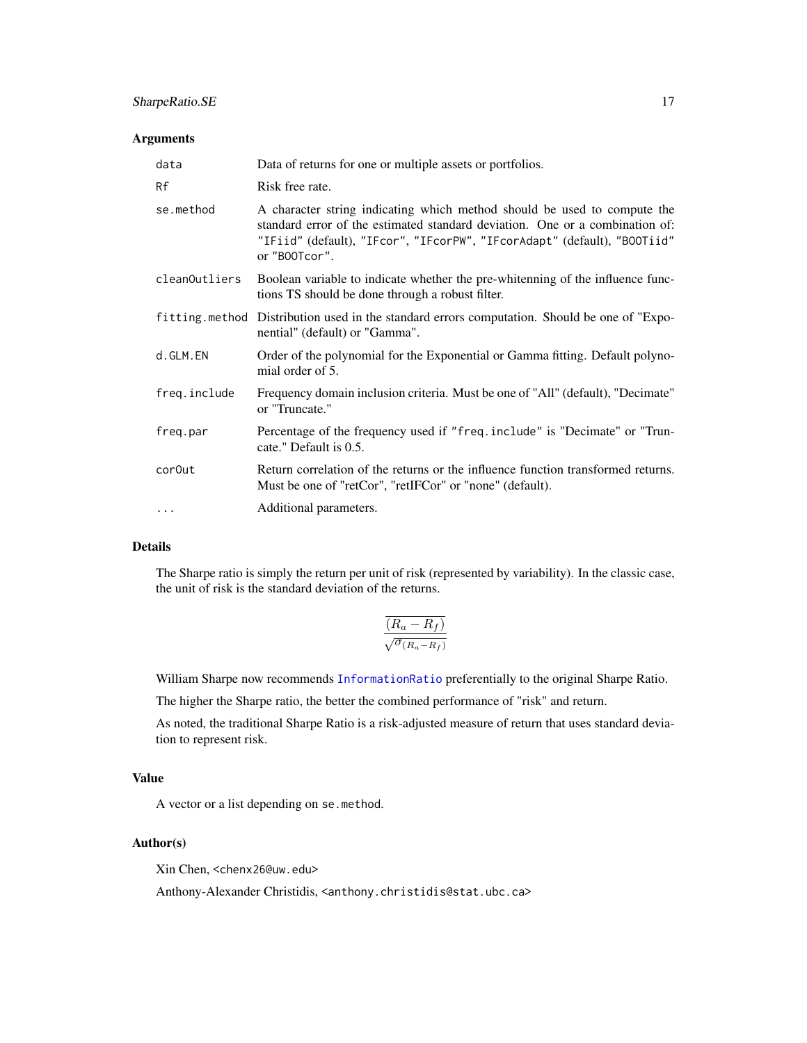## Arguments

| | |
|---|---|
| `data` | Data of returns for one or multiple assets or portfolios. |
| `Rf` | Risk free rate. |
| `se.method` | A character string indicating which method should be used to compute the standard error of the estimated standard deviation. One or a combination of: `"IFiid"` (default), `"IFcor"`, `"IFcorPW"`, `"IFcorAdapt"` (default), `"BOOTiid"` or `"BOOTcor"`. |
| `cleanOutliers` | Boolean variable to indicate whether the pre-whitenning of the influence functions TS should be done through a robust filter. |
| `fitting.method` | Distribution used in the standard errors computation. Should be one of "Exponential" (default) or "Gamma". |
| `d.GLM.EN` | Order of the polynomial for the Exponential or Gamma fitting. Default polynomial order of 5. |
| `freq.include` | Frequency domain inclusion criteria. Must be one of "All" (default), "Decimate" or "Truncate." |
| `freq.par` | Percentage of the frequency used if `"freq.include"` is "Decimate" or "Truncate." Default is 0.5. |
| `corOut` | Return correlation of the returns or the influence function transformed returns. Must be one of "retCor", "retIFCor" or "none" (default). |
| `...` | Additional parameters. |

## Details

The Sharpe ratio is simply the return per unit of risk (represented by variability). In the classic case, the unit of risk is the standard deviation of the returns.

$$\frac{\overline{(R_a - R_f)}}{\sqrt{\sigma_{(R_a - R_f)}}}$$

William Sharpe now recommends InformationRatio preferentially to the original Sharpe Ratio.

The higher the Sharpe ratio, the better the combined performance of "risk" and return.

As noted, the traditional Sharpe Ratio is a risk-adjusted measure of return that uses standard deviation to represent risk.

## Value

A vector or a list depending on `se.method`.

## Author(s)

Xin Chen, <chenx26@uw.edu>

Anthony-Alexander Christidis, <anthony.christidis@stat.ubc.ca>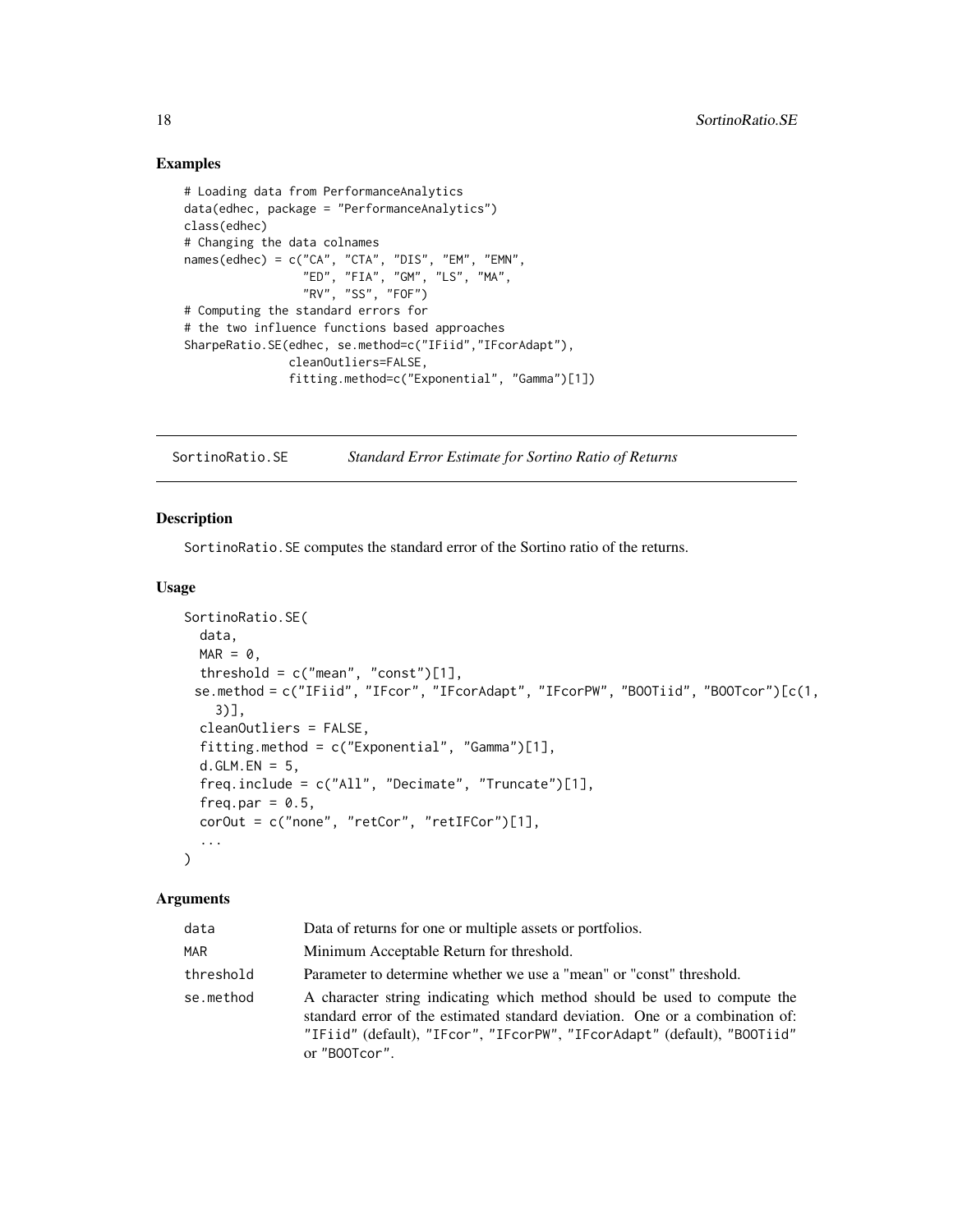## Examples

```
# Loading data from PerformanceAnalytics
data(edhec, package = "PerformanceAnalytics")
class(edhec)
# Changing the data colnames
names(edhec) = c("CA", "CTA", "DIS", "EM", "EMN",
                 "ED", "FIA", "GM", "LS", "MA",
                 "RV", "SS", "FOF")
# Computing the standard errors for
# the two influence functions based approaches
SharpeRatio.SE(edhec, se.method=c("IFiid","IFcorAdapt"),
               cleanOutliers=FALSE,
               fitting.method=c("Exponential", "Gamma")[1])
```

---

# SortinoRatio.SE — *Standard Error Estimate for Sortino Ratio of Returns*

## Description

SortinoRatio.SE computes the standard error of the Sortino ratio of the returns.

## Usage

```
SortinoRatio.SE(
  data,
  MAR = 0,
  threshold = c("mean", "const")[1],
 se.method = c("IFiid", "IFcor", "IFcorAdapt", "IFcorPW", "BOOTiid", "BOOTcor")[c(1,
    3)],
  cleanOutliers = FALSE,
  fitting.method = c("Exponential", "Gamma")[1],
  d.GLM.EN = 5,
  freq.include = c("All", "Decimate", "Truncate")[1],
  freq.par = 0.5,
  corOut = c("none", "retCor", "retIFCor")[1],
  ...
)
```

## Arguments

| | |
|---|---|
| data | Data of returns for one or multiple assets or portfolios. |
| MAR | Minimum Acceptable Return for threshold. |
| threshold | Parameter to determine whether we use a "mean" or "const" threshold. |
| se.method | A character string indicating which method should be used to compute the standard error of the estimated standard deviation. One or a combination of: "IFiid" (default), "IFcor", "IFcorPW", "IFcorAdapt" (default), "BOOTiid" or "BOOTcor". |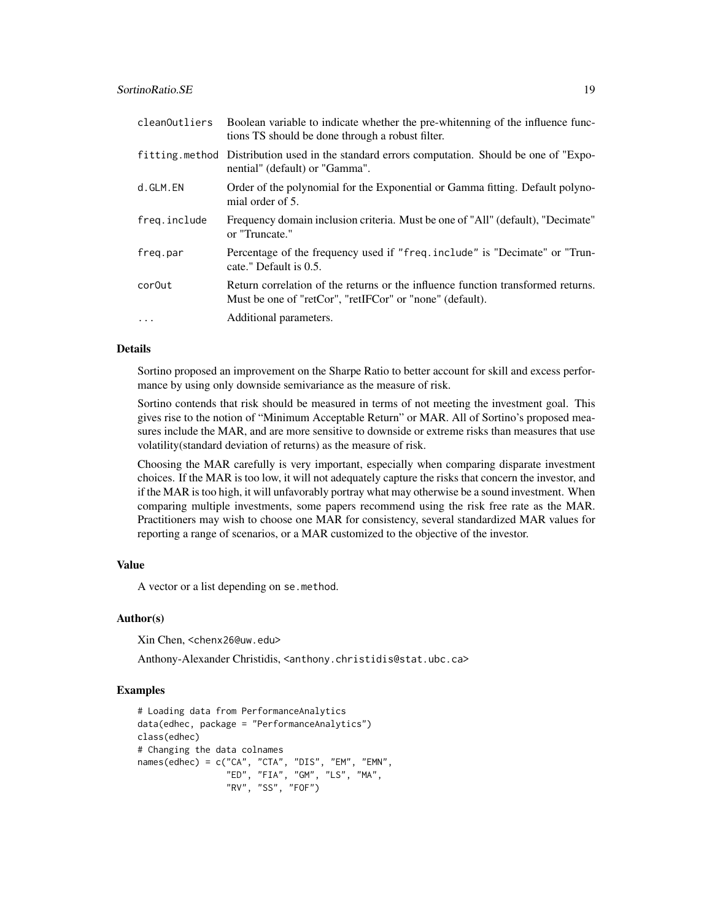| | |
|---|---|
| cleanOutliers | Boolean variable to indicate whether the pre-whitenning of the influence functions TS should be done through a robust filter. |
| fitting.method | Distribution used in the standard errors computation. Should be one of "Exponential" (default) or "Gamma". |
| d.GLM.EN | Order of the polynomial for the Exponential or Gamma fitting. Default polynomial order of 5. |
| freq.include | Frequency domain inclusion criteria. Must be one of "All" (default), "Decimate" or "Truncate." |
| freq.par | Percentage of the frequency used if "freq.include" is "Decimate" or "Truncate." Default is 0.5. |
| corOut | Return correlation of the returns or the influence function transformed returns. Must be one of "retCor", "retIFCor" or "none" (default). |
| ... | Additional parameters. |

## Details

Sortino proposed an improvement on the Sharpe Ratio to better account for skill and excess performance by using only downside semivariance as the measure of risk.

Sortino contends that risk should be measured in terms of not meeting the investment goal. This gives rise to the notion of “Minimum Acceptable Return” or MAR. All of Sortino’s proposed measures include the MAR, and are more sensitive to downside or extreme risks than measures that use volatility(standard deviation of returns) as the measure of risk.

Choosing the MAR carefully is very important, especially when comparing disparate investment choices. If the MAR is too low, it will not adequately capture the risks that concern the investor, and if the MAR is too high, it will unfavorably portray what may otherwise be a sound investment. When comparing multiple investments, some papers recommend using the risk free rate as the MAR. Practitioners may wish to choose one MAR for consistency, several standardized MAR values for reporting a range of scenarios, or a MAR customized to the objective of the investor.

## Value

A vector or a list depending on se.method.

## Author(s)

Xin Chen, <chenx26@uw.edu>

Anthony-Alexander Christidis, <anthony.christidis@stat.ubc.ca>

## Examples

```
# Loading data from PerformanceAnalytics
data(edhec, package = "PerformanceAnalytics")
class(edhec)
# Changing the data colnames
names(edhec) = c("CA", "CTA", "DIS", "EM", "EMN",
                 "ED", "FIA", "GM", "LS", "MA",
                 "RV", "SS", "FOF")
```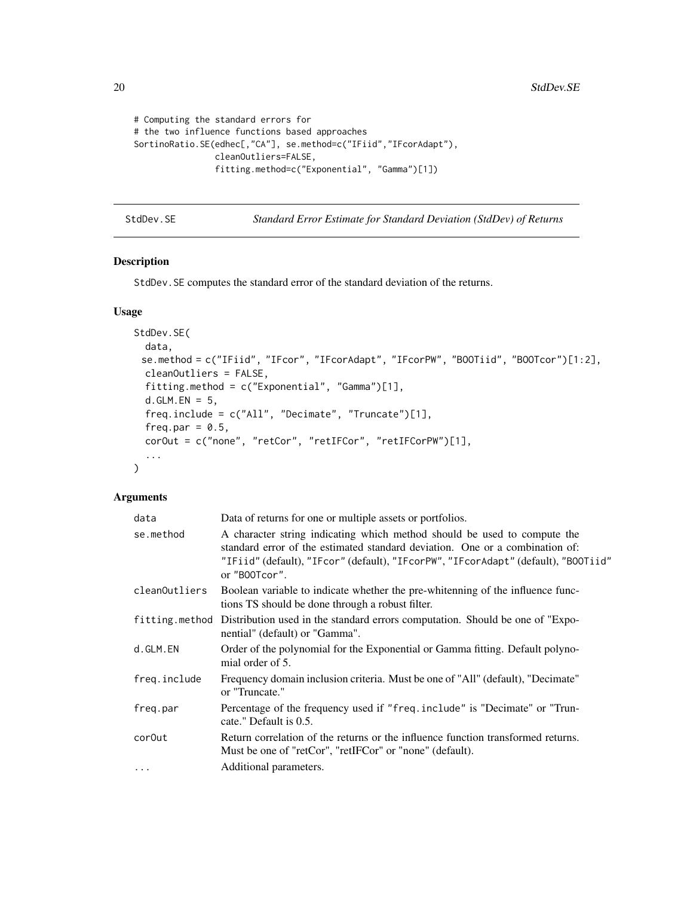```
# Computing the standard errors for
# the two influence functions based approaches
SortinoRatio.SE(edhec[,"CA"], se.method=c("IFiid","IFcorAdapt"),
                cleanOutliers=FALSE,
                fitting.method=c("Exponential", "Gamma")[1])
```

## StdDev.SE — *Standard Error Estimate for Standard Deviation (StdDev) of Returns*

### Description

StdDev.SE computes the standard error of the standard deviation of the returns.

### Usage

```
StdDev.SE(
  data,
  se.method = c("IFiid", "IFcor", "IFcorAdapt", "IFcorPW", "BOOTiid", "BOOTcor")[1:2],
  cleanOutliers = FALSE,
  fitting.method = c("Exponential", "Gamma")[1],
  d.GLM.EN = 5,
  freq.include = c("All", "Decimate", "Truncate")[1],
  freq.par = 0.5,
  corOut = c("none", "retCor", "retIFCor", "retIFCorPW")[1],
  ...
)
```

### Arguments

| | |
|---|---|
| data | Data of returns for one or multiple assets or portfolios. |
| se.method | A character string indicating which method should be used to compute the standard error of the estimated standard deviation. One or a combination of: "IFiid" (default), "IFcor" (default), "IFcorPW", "IFcorAdapt" (default), "BOOTiid" or "BOOTcor". |
| cleanOutliers | Boolean variable to indicate whether the pre-whitenning of the influence functions TS should be done through a robust filter. |
| fitting.method | Distribution used in the standard errors computation. Should be one of "Exponential" (default) or "Gamma". |
| d.GLM.EN | Order of the polynomial for the Exponential or Gamma fitting. Default polynomial order of 5. |
| freq.include | Frequency domain inclusion criteria. Must be one of "All" (default), "Decimate" or "Truncate." |
| freq.par | Percentage of the frequency used if "freq.include" is "Decimate" or "Truncate." Default is 0.5. |
| corOut | Return correlation of the returns or the influence function transformed returns. Must be one of "retCor", "retIFCor" or "none" (default). |
| ... | Additional parameters. |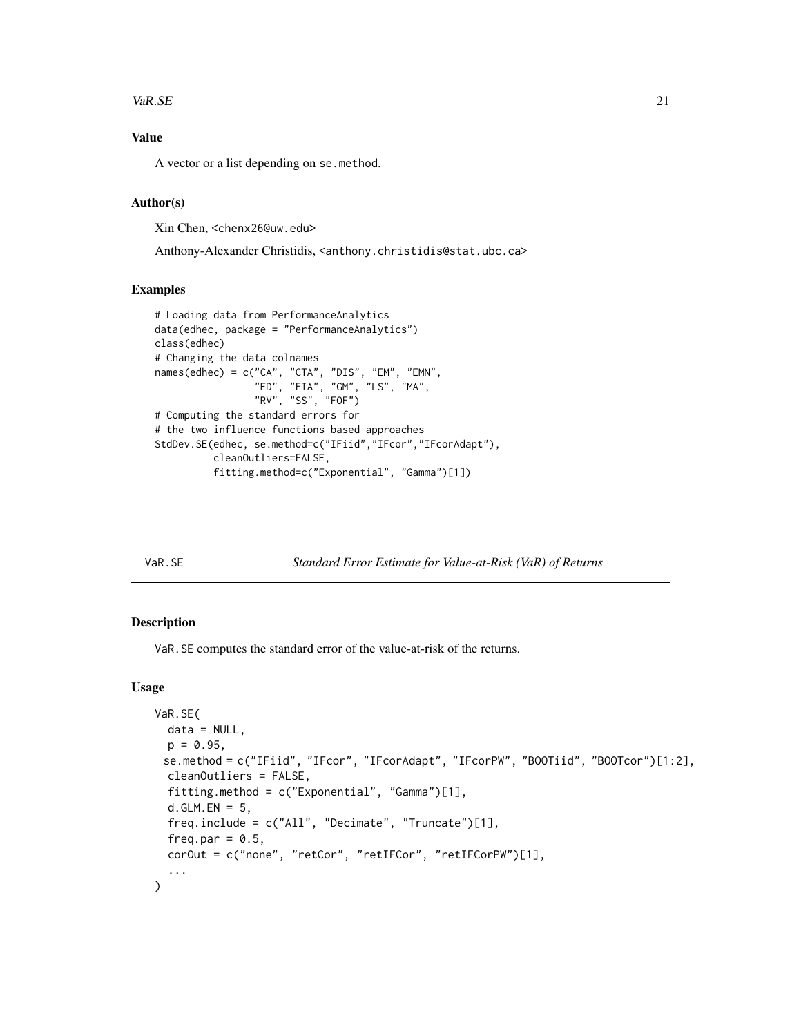### Value

A vector or a list depending on se.method.

### Author(s)

Xin Chen, <chenx26@uw.edu>

Anthony-Alexander Christidis, <anthony.christidis@stat.ubc.ca>

### Examples

```
# Loading data from PerformanceAnalytics
data(edhec, package = "PerformanceAnalytics")
class(edhec)
# Changing the data colnames
names(edhec) = c("CA", "CTA", "DIS", "EM", "EMN",
                 "ED", "FIA", "GM", "LS", "MA",
                 "RV", "SS", "FOF")
# Computing the standard errors for
# the two influence functions based approaches
StdDev.SE(edhec, se.method=c("IFiid","IFcor","IFcorAdapt"),
          cleanOutliers=FALSE,
          fitting.method=c("Exponential", "Gamma")[1])
```

---

## VaR.SE — *Standard Error Estimate for Value-at-Risk (VaR) of Returns*

### Description

VaR.SE computes the standard error of the value-at-risk of the returns.

### Usage

```
VaR.SE(
  data = NULL,
  p = 0.95,
  se.method = c("IFiid", "IFcor", "IFcorAdapt", "IFcorPW", "BOOTiid", "BOOTcor")[1:2],
  cleanOutliers = FALSE,
  fitting.method = c("Exponential", "Gamma")[1],
  d.GLM.EN = 5,
  freq.include = c("All", "Decimate", "Truncate")[1],
  freq.par = 0.5,
  corOut = c("none", "retCor", "retIFCor", "retIFCorPW")[1],
  ...
)
```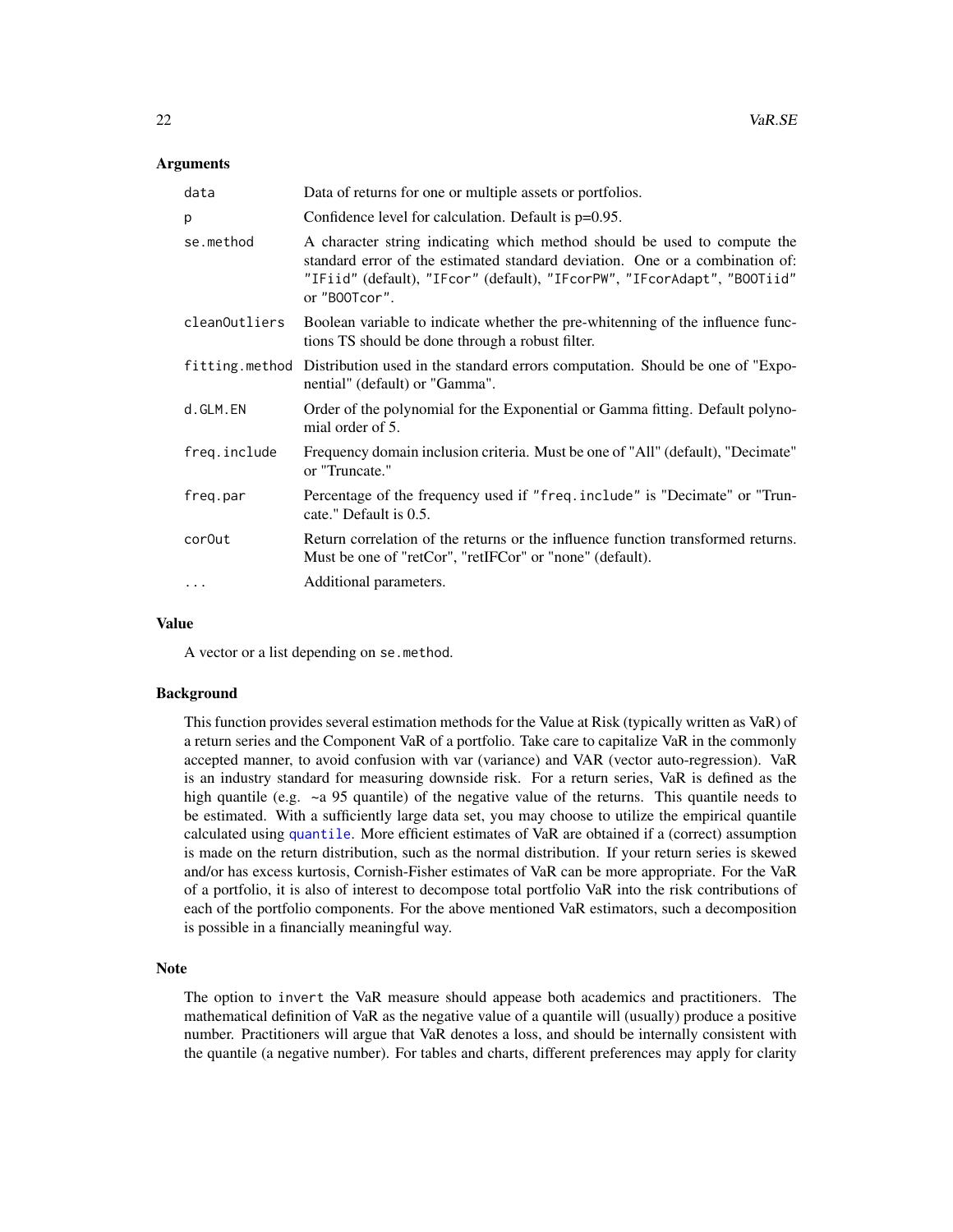### Arguments

| | |
|---|---|
| `data` | Data of returns for one or multiple assets or portfolios. |
| `p` | Confidence level for calculation. Default is p=0.95. |
| `se.method` | A character string indicating which method should be used to compute the standard error of the estimated standard deviation. One or a combination of: `"IFiid"` (default), `"IFcor"` (default), `"IFcorPW"`, `"IFcorAdapt"`, `"BOOTiid"` or `"BOOTcor"`. |
| `cleanOutliers` | Boolean variable to indicate whether the pre-whitenning of the influence functions TS should be done through a robust filter. |
| `fitting.method` | Distribution used in the standard errors computation. Should be one of "Exponential" (default) or "Gamma". |
| `d.GLM.EN` | Order of the polynomial for the Exponential or Gamma fitting. Default polynomial order of 5. |
| `freq.include` | Frequency domain inclusion criteria. Must be one of "All" (default), "Decimate" or "Truncate." |
| `freq.par` | Percentage of the frequency used if `"freq.include"` is "Decimate" or "Truncate." Default is 0.5. |
| `corOut` | Return correlation of the returns or the influence function transformed returns. Must be one of "retCor", "retIFCor" or "none" (default). |
| `...` | Additional parameters. |

### Value

A vector or a list depending on `se.method`.

### Background

This function provides several estimation methods for the Value at Risk (typically written as VaR) of a return series and the Component VaR of a portfolio. Take care to capitalize VaR in the commonly accepted manner, to avoid confusion with var (variance) and VAR (vector auto-regression). VaR is an industry standard for measuring downside risk. For a return series, VaR is defined as the high quantile (e.g. ~a 95 quantile) of the negative value of the returns. This quantile needs to be estimated. With a sufficiently large data set, you may choose to utilize the empirical quantile calculated using `quantile`. More efficient estimates of VaR are obtained if a (correct) assumption is made on the return distribution, such as the normal distribution. If your return series is skewed and/or has excess kurtosis, Cornish-Fisher estimates of VaR can be more appropriate. For the VaR of a portfolio, it is also of interest to decompose total portfolio VaR into the risk contributions of each of the portfolio components. For the above mentioned VaR estimators, such a decomposition is possible in a financially meaningful way.

### Note

The option to `invert` the VaR measure should appease both academics and practitioners. The mathematical definition of VaR as the negative value of a quantile will (usually) produce a positive number. Practitioners will argue that VaR denotes a loss, and should be internally consistent with the quantile (a negative number). For tables and charts, different preferences may apply for clarity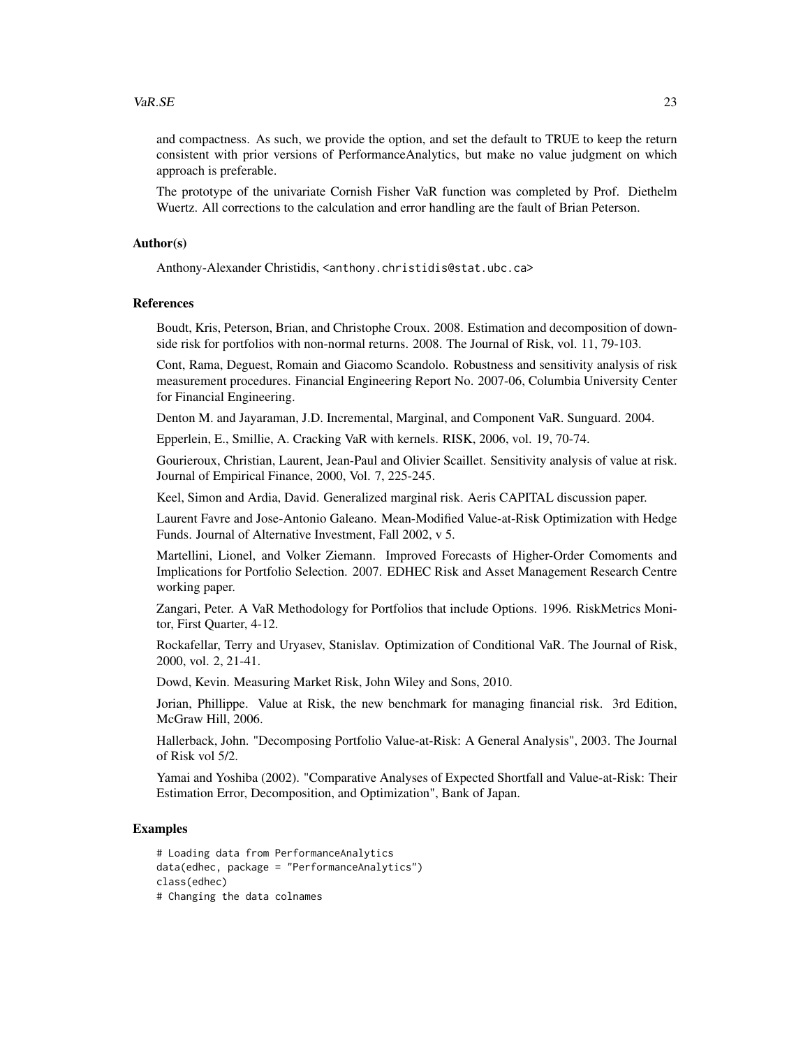and compactness. As such, we provide the option, and set the default to TRUE to keep the return consistent with prior versions of PerformanceAnalytics, but make no value judgment on which approach is preferable.

The prototype of the univariate Cornish Fisher VaR function was completed by Prof. Diethelm Wuertz. All corrections to the calculation and error handling are the fault of Brian Peterson.

### Author(s)

Anthony-Alexander Christidis, <anthony.christidis@stat.ubc.ca>

### References

Boudt, Kris, Peterson, Brian, and Christophe Croux. 2008. Estimation and decomposition of downside risk for portfolios with non-normal returns. 2008. The Journal of Risk, vol. 11, 79-103.

Cont, Rama, Deguest, Romain and Giacomo Scandolo. Robustness and sensitivity analysis of risk measurement procedures. Financial Engineering Report No. 2007-06, Columbia University Center for Financial Engineering.

Denton M. and Jayaraman, J.D. Incremental, Marginal, and Component VaR. Sunguard. 2004.

Epperlein, E., Smillie, A. Cracking VaR with kernels. RISK, 2006, vol. 19, 70-74.

Gourieroux, Christian, Laurent, Jean-Paul and Olivier Scaillet. Sensitivity analysis of value at risk. Journal of Empirical Finance, 2000, Vol. 7, 225-245.

Keel, Simon and Ardia, David. Generalized marginal risk. Aeris CAPITAL discussion paper.

Laurent Favre and Jose-Antonio Galeano. Mean-Modified Value-at-Risk Optimization with Hedge Funds. Journal of Alternative Investment, Fall 2002, v 5.

Martellini, Lionel, and Volker Ziemann. Improved Forecasts of Higher-Order Comoments and Implications for Portfolio Selection. 2007. EDHEC Risk and Asset Management Research Centre working paper.

Zangari, Peter. A VaR Methodology for Portfolios that include Options. 1996. RiskMetrics Monitor, First Quarter, 4-12.

Rockafellar, Terry and Uryasev, Stanislav. Optimization of Conditional VaR. The Journal of Risk, 2000, vol. 2, 21-41.

Dowd, Kevin. Measuring Market Risk, John Wiley and Sons, 2010.

Jorian, Phillippe. Value at Risk, the new benchmark for managing financial risk. 3rd Edition, McGraw Hill, 2006.

Hallerback, John. "Decomposing Portfolio Value-at-Risk: A General Analysis", 2003. The Journal of Risk vol 5/2.

Yamai and Yoshiba (2002). "Comparative Analyses of Expected Shortfall and Value-at-Risk: Their Estimation Error, Decomposition, and Optimization", Bank of Japan.

### Examples

```
# Loading data from PerformanceAnalytics
data(edhec, package = "PerformanceAnalytics")
class(edhec)
# Changing the data colnames
```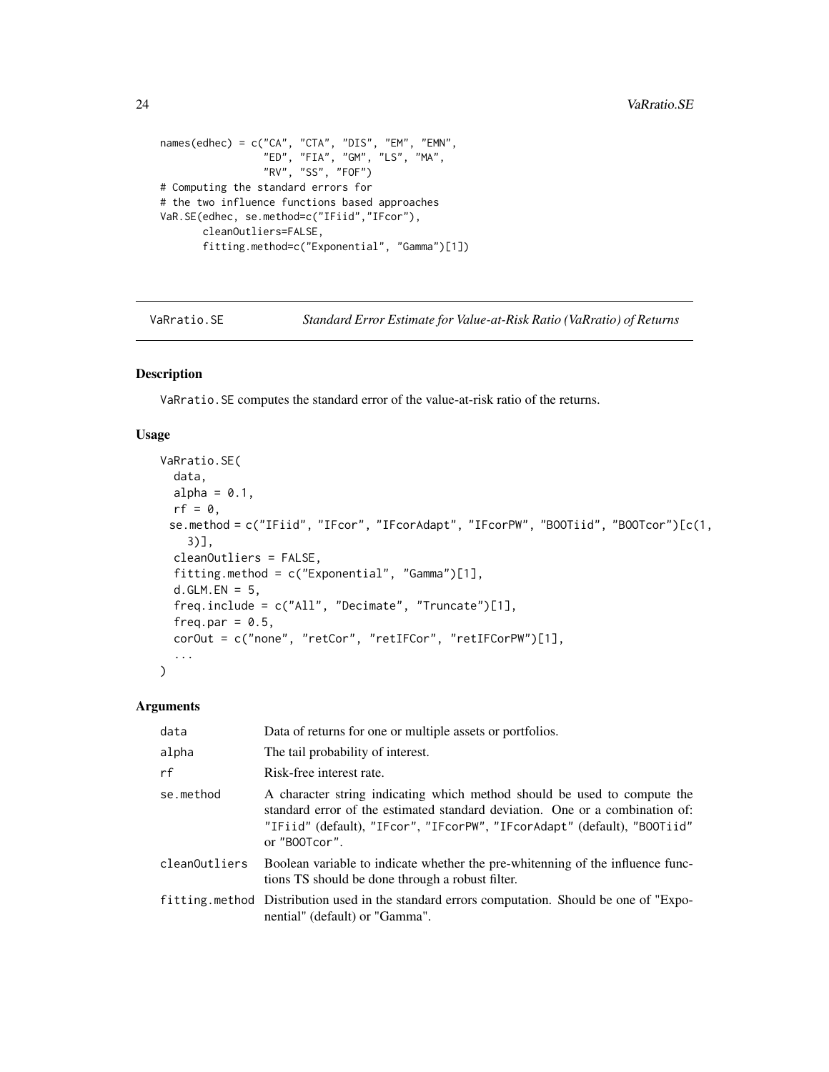```
names(edhec) = c("CA", "CTA", "DIS", "EM", "EMN",
                 "ED", "FIA", "GM", "LS", "MA",
                 "RV", "SS", "FOF")
# Computing the standard errors for
# the two influence functions based approaches
VaR.SE(edhec, se.method=c("IFiid","IFcor"),
       cleanOutliers=FALSE,
       fitting.method=c("Exponential", "Gamma")[1])
```

---

## VaRratio.SE — *Standard Error Estimate for Value-at-Risk Ratio (VaRratio) of Returns*

### Description

VaRratio.SE computes the standard error of the value-at-risk ratio of the returns.

### Usage

```
VaRratio.SE(
  data,
  alpha = 0.1,
  rf = 0,
  se.method = c("IFiid", "IFcor", "IFcorAdapt", "IFcorPW", "BOOTiid", "BOOTcor")[c(1,
    3)],
  cleanOutliers = FALSE,
  fitting.method = c("Exponential", "Gamma")[1],
  d.GLM.EN = 5,
  freq.include = c("All", "Decimate", "Truncate")[1],
  freq.par = 0.5,
  corOut = c("none", "retCor", "retIFCor", "retIFCorPW")[1],
  ...
)
```

### Arguments

| | |
|---|---|
| data | Data of returns for one or multiple assets or portfolios. |
| alpha | The tail probability of interest. |
| rf | Risk-free interest rate. |
| se.method | A character string indicating which method should be used to compute the standard error of the estimated standard deviation. One or a combination of: "IFiid" (default), "IFcor", "IFcorPW", "IFcorAdapt" (default), "BOOTiid" or "BOOTcor". |
| cleanOutliers | Boolean variable to indicate whether the pre-whitenning of the influence functions TS should be done through a robust filter. |
| fitting.method | Distribution used in the standard errors computation. Should be one of "Exponential" (default) or "Gamma". |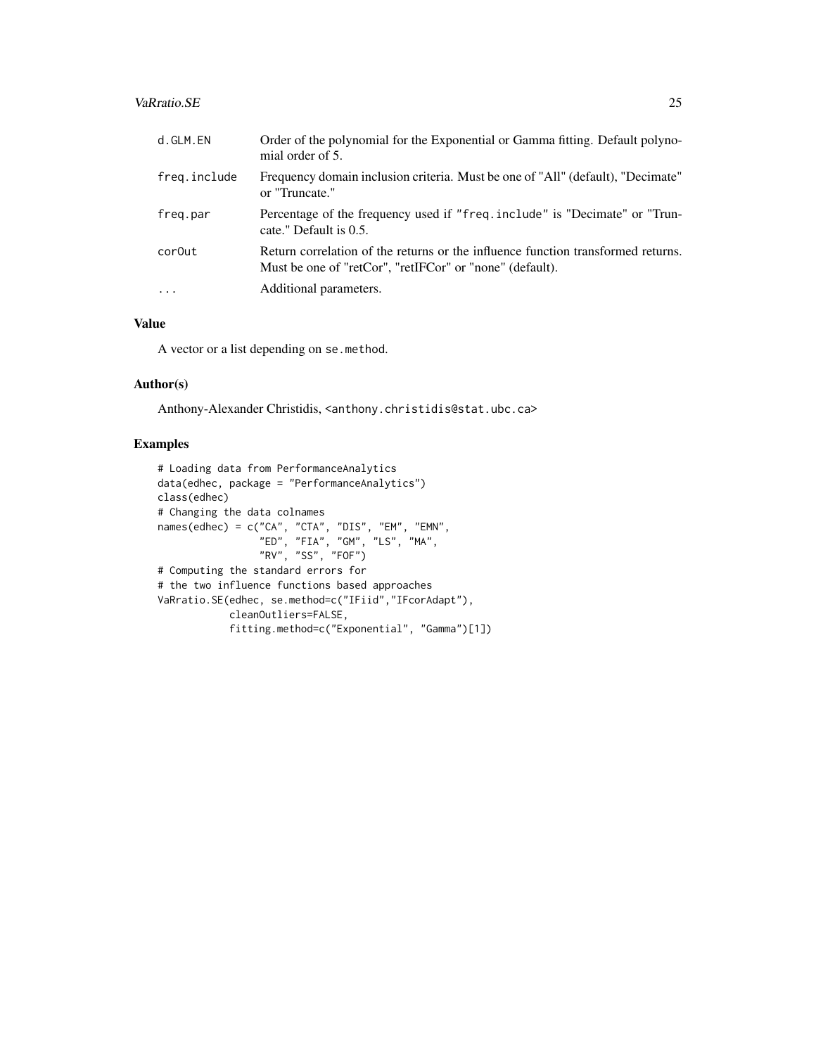| | |
|---|---|
| d.GLM.EN | Order of the polynomial for the Exponential or Gamma fitting. Default polynomial order of 5. |
| freq.include | Frequency domain inclusion criteria. Must be one of "All" (default), "Decimate" or "Truncate." |
| freq.par | Percentage of the frequency used if "freq.include" is "Decimate" or "Truncate." Default is 0.5. |
| corOut | Return correlation of the returns or the influence function transformed returns. Must be one of "retCor", "retIFCor" or "none" (default). |
| ... | Additional parameters. |

## Value

A vector or a list depending on se.method.

## Author(s)

Anthony-Alexander Christidis, <anthony.christidis@stat.ubc.ca>

## Examples

```
# Loading data from PerformanceAnalytics
data(edhec, package = "PerformanceAnalytics")
class(edhec)
# Changing the data colnames
names(edhec) = c("CA", "CTA", "DIS", "EM", "EMN",
                 "ED", "FIA", "GM", "LS", "MA",
                 "RV", "SS", "FOF")
# Computing the standard errors for
# the two influence functions based approaches
VaRratio.SE(edhec, se.method=c("IFiid","IFcorAdapt"),
            cleanOutliers=FALSE,
            fitting.method=c("Exponential", "Gamma")[1])
```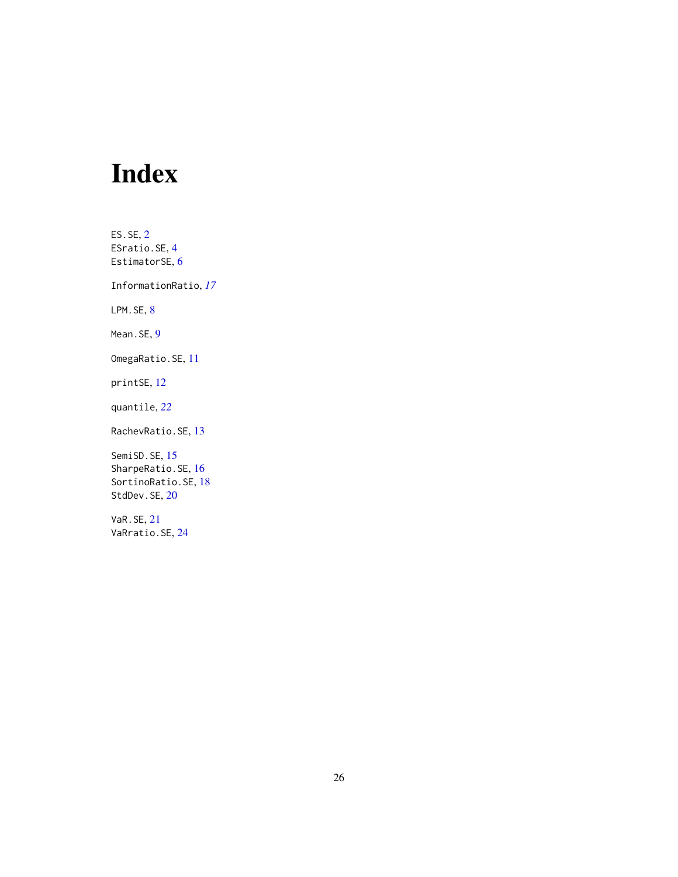# Index

ES.SE, 2
ESratio.SE, 4
EstimatorSE, 6

InformationRatio, *17*

LPM.SE, 8

Mean.SE, 9

OmegaRatio.SE, 11

printSE, 12

quantile, *22*

RachevRatio.SE, 13

SemiSD.SE, 15
SharpeRatio.SE, 16
SortinoRatio.SE, 18
StdDev.SE, 20

VaR.SE, 21
VaRratio.SE, 24